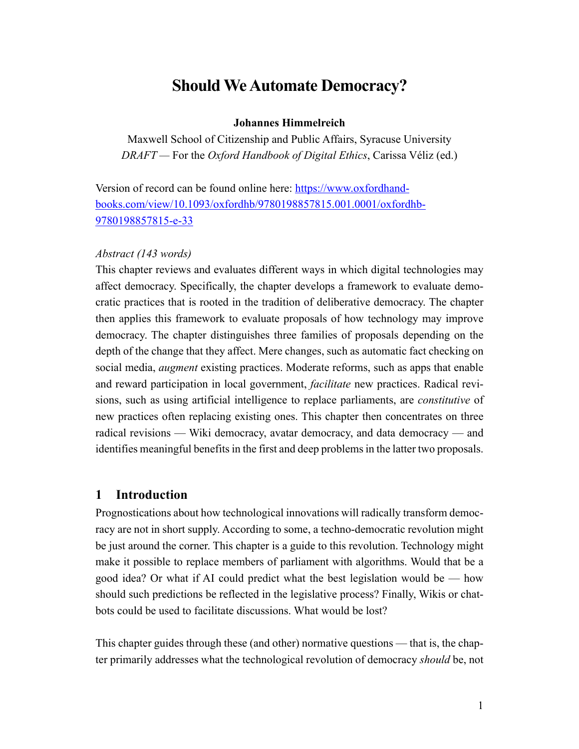# Should We Automate Democracy?

**Johannes Himmelreich**

Maxwell School of Citizenship and Public Affairs, Syracuse University

*DRAFT* — For the *Oxford Handbook of Digital Ethics*, Carissa Véliz (ed.)

Version of record can be found online here: [https://www.oxfordhandbooks.com/view/10.1093/oxfordhb/9780198857815.001.0001/oxfordhb-9780198857815-e-33](https://www.oxfordhandbooks.com/view/10.1093/oxfordhb/9780198857815.001.0001/oxfordhb-9780198857815-e-33)

*Abstract (143 words)*

This chapter reviews and evaluates different ways in which digital technologies may affect democracy. Specifically, the chapter develops a framework to evaluate democratic practices that is rooted in the tradition of deliberative democracy. The chapter then applies this framework to evaluate proposals of how technology may improve democracy. The chapter distinguishes three families of proposals depending on the depth of the change that they affect. Mere changes, such as automatic fact checking on social media, *augment* existing practices. Moderate reforms, such as apps that enable and reward participation in local government, *facilitate* new practices. Radical revisions, such as using artificial intelligence to replace parliaments, are *constitutive* of new practices often replacing existing ones. This chapter then concentrates on three radical revisions — Wiki democracy, avatar democracy, and data democracy — and identifies meaningful benefits in the first and deep problems in the latter two proposals.

## 1 Introduction

Prognostications about how technological innovations will radically transform democracy are not in short supply. According to some, a techno-democratic revolution might be just around the corner. This chapter is a guide to this revolution. Technology might make it possible to replace members of parliament with algorithms. Would that be a good idea? Or what if AI could predict what the best legislation would be — how should such predictions be reflected in the legislative process? Finally, Wikis or chatbots could be used to facilitate discussions. What would be lost?

This chapter guides through these (and other) normative questions — that is, the chapter primarily addresses what the technological revolution of democracy *should* be, not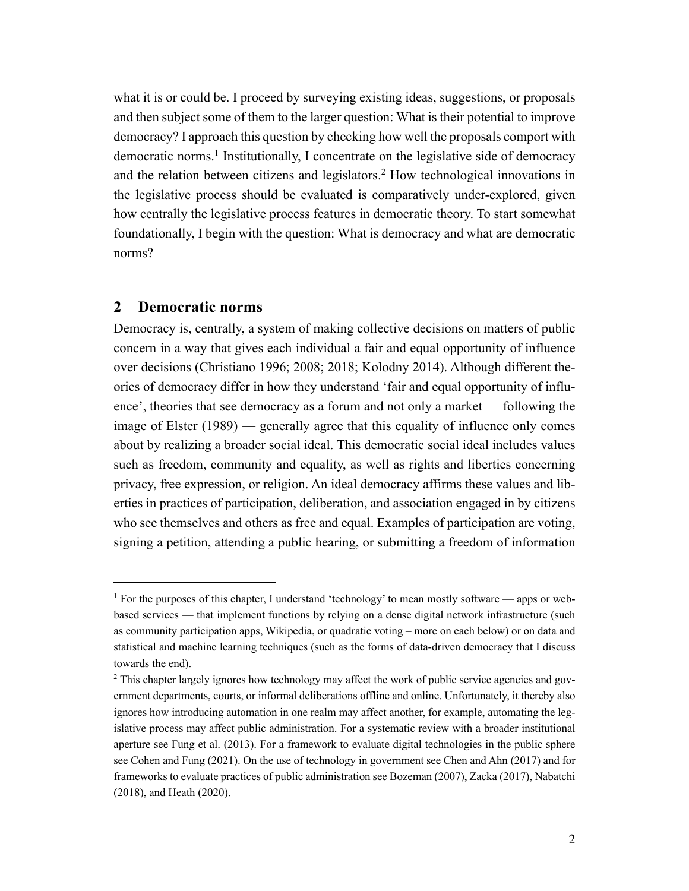what it is or could be. I proceed by surveying existing ideas, suggestions, or proposals and then subject some of them to the larger question: What is their potential to improve democracy? I approach this question by checking how well the proposals comport with democratic norms.[1] Institutionally, I concentrate on the legislative side of democracy and the relation between citizens and legislators.[2] How technological innovations in the legislative process should be evaluated is comparatively under-explored, given how centrally the legislative process features in democratic theory. To start somewhat foundationally, I begin with the question: What is democracy and what are democratic norms?

## 2 Democratic norms

Democracy is, centrally, a system of making collective decisions on matters of public concern in a way that gives each individual a fair and equal opportunity of influence over decisions (Christiano 1996; 2008; 2018; Kolodny 2014). Although different theories of democracy differ in how they understand 'fair and equal opportunity of influence', theories that see democracy as a forum and not only a market — following the image of Elster (1989) — generally agree that this equality of influence only comes about by realizing a broader social ideal. This democratic social ideal includes values such as freedom, community and equality, as well as rights and liberties concerning privacy, free expression, or religion. An ideal democracy affirms these values and liberties in practices of participation, deliberation, and association engaged in by citizens who see themselves and others as free and equal. Examples of participation are voting, signing a petition, attending a public hearing, or submitting a freedom of information

---

[1] For the purposes of this chapter, I understand 'technology' to mean mostly software — apps or web-based services — that implement functions by relying on a dense digital network infrastructure (such as community participation apps, Wikipedia, or quadratic voting – more on each below) or on data and statistical and machine learning techniques (such as the forms of data-driven democracy that I discuss towards the end).

[2] This chapter largely ignores how technology may affect the work of public service agencies and government departments, courts, or informal deliberations offline and online. Unfortunately, it thereby also ignores how introducing automation in one realm may affect another, for example, automating the legislative process may affect public administration. For a systematic review with a broader institutional aperture see Fung et al. (2013). For a framework to evaluate digital technologies in the public sphere see Cohen and Fung (2021). On the use of technology in government see Chen and Ahn (2017) and for frameworks to evaluate practices of public administration see Bozeman (2007), Zacka (2017), Nabatchi (2018), and Heath (2020).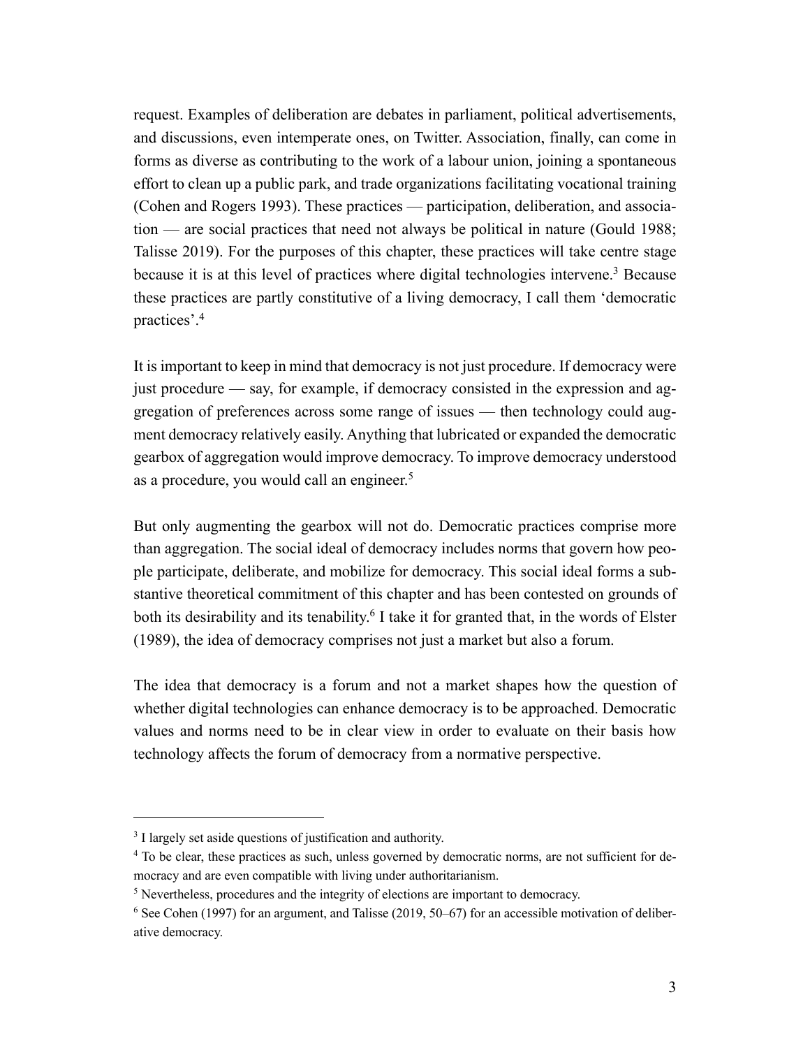request. Examples of deliberation are debates in parliament, political advertisements, and discussions, even intemperate ones, on Twitter. Association, finally, can come in forms as diverse as contributing to the work of a labour union, joining a spontaneous effort to clean up a public park, and trade organizations facilitating vocational training (Cohen and Rogers 1993). These practices — participation, deliberation, and association — are social practices that need not always be political in nature (Gould 1988; Talisse 2019). For the purposes of this chapter, these practices will take centre stage because it is at this level of practices where digital technologies intervene.[3] Because these practices are partly constitutive of a living democracy, I call them 'democratic practices'.[4]

It is important to keep in mind that democracy is not just procedure. If democracy were just procedure — say, for example, if democracy consisted in the expression and aggregation of preferences across some range of issues — then technology could augment democracy relatively easily. Anything that lubricated or expanded the democratic gearbox of aggregation would improve democracy. To improve democracy understood as a procedure, you would call an engineer.[5]

But only augmenting the gearbox will not do. Democratic practices comprise more than aggregation. The social ideal of democracy includes norms that govern how people participate, deliberate, and mobilize for democracy. This social ideal forms a substantive theoretical commitment of this chapter and has been contested on grounds of both its desirability and its tenability.[6] I take it for granted that, in the words of Elster (1989), the idea of democracy comprises not just a market but also a forum.

The idea that democracy is a forum and not a market shapes how the question of whether digital technologies can enhance democracy is to be approached. Democratic values and norms need to be in clear view in order to evaluate on their basis how technology affects the forum of democracy from a normative perspective.

---

[3] I largely set aside questions of justification and authority.

[4] To be clear, these practices as such, unless governed by democratic norms, are not sufficient for democracy and are even compatible with living under authoritarianism.

[5] Nevertheless, procedures and the integrity of elections are important to democracy.

[6] See Cohen (1997) for an argument, and Talisse (2019, 50–67) for an accessible motivation of deliberative democracy.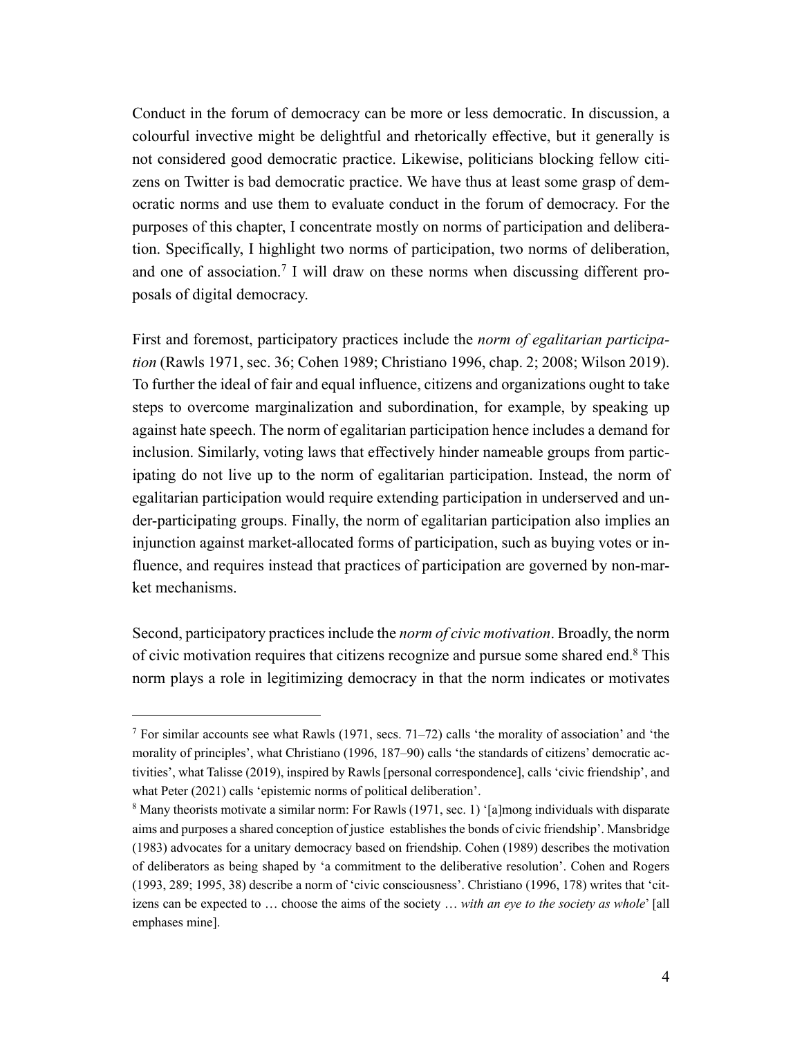Conduct in the forum of democracy can be more or less democratic. In discussion, a colourful invective might be delightful and rhetorically effective, but it generally is not considered good democratic practice. Likewise, politicians blocking fellow citizens on Twitter is bad democratic practice. We have thus at least some grasp of democratic norms and use them to evaluate conduct in the forum of democracy. For the purposes of this chapter, I concentrate mostly on norms of participation and deliberation. Specifically, I highlight two norms of participation, two norms of deliberation, and one of association.[7] I will draw on these norms when discussing different proposals of digital democracy.

First and foremost, participatory practices include the *norm of egalitarian participation* (Rawls 1971, sec. 36; Cohen 1989; Christiano 1996, chap. 2; 2008; Wilson 2019). To further the ideal of fair and equal influence, citizens and organizations ought to take steps to overcome marginalization and subordination, for example, by speaking up against hate speech. The norm of egalitarian participation hence includes a demand for inclusion. Similarly, voting laws that effectively hinder nameable groups from participating do not live up to the norm of egalitarian participation. Instead, the norm of egalitarian participation would require extending participation in underserved and under-participating groups. Finally, the norm of egalitarian participation also implies an injunction against market-allocated forms of participation, such as buying votes or influence, and requires instead that practices of participation are governed by non-market mechanisms.

Second, participatory practices include the *norm of civic motivation*. Broadly, the norm of civic motivation requires that citizens recognize and pursue some shared end.[8] This norm plays a role in legitimizing democracy in that the norm indicates or motivates

---

[7] For similar accounts see what Rawls (1971, secs. 71–72) calls 'the morality of association' and 'the morality of principles', what Christiano (1996, 187–90) calls 'the standards of citizens' democratic activities', what Talisse (2019), inspired by Rawls [personal correspondence], calls 'civic friendship', and what Peter (2021) calls 'epistemic norms of political deliberation'.

[8] Many theorists motivate a similar norm: For Rawls (1971, sec. 1) '[a]mong individuals with disparate aims and purposes a shared conception of justice establishes the bonds of civic friendship'. Mansbridge (1983) advocates for a unitary democracy based on friendship. Cohen (1989) describes the motivation of deliberators as being shaped by 'a commitment to the deliberative resolution'. Cohen and Rogers (1993, 289; 1995, 38) describe a norm of 'civic consciousness'. Christiano (1996, 178) writes that 'citizens can be expected to … choose the aims of the society … *with an eye to the society as whole*' [all emphases mine].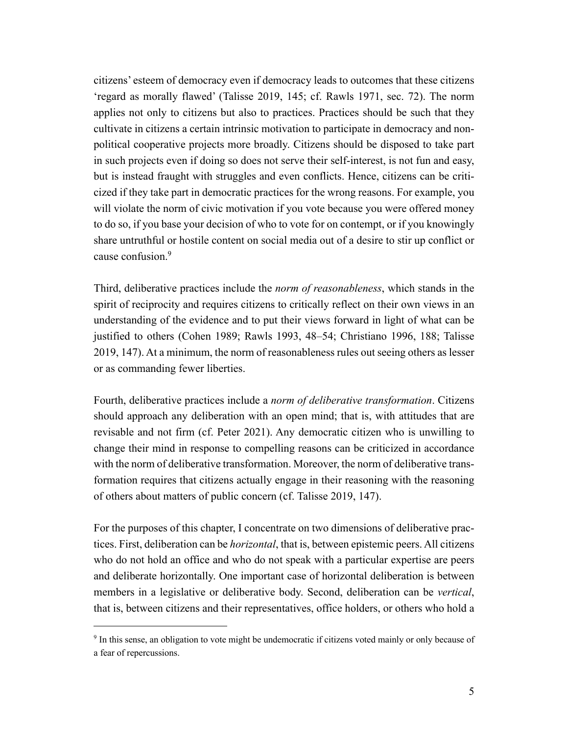citizens' esteem of democracy even if democracy leads to outcomes that these citizens 'regard as morally flawed' (Talisse 2019, 145; cf. Rawls 1971, sec. 72). The norm applies not only to citizens but also to practices. Practices should be such that they cultivate in citizens a certain intrinsic motivation to participate in democracy and non-political cooperative projects more broadly. Citizens should be disposed to take part in such projects even if doing so does not serve their self-interest, is not fun and easy, but is instead fraught with struggles and even conflicts. Hence, citizens can be criticized if they take part in democratic practices for the wrong reasons. For example, you will violate the norm of civic motivation if you vote because you were offered money to do so, if you base your decision of who to vote for on contempt, or if you knowingly share untruthful or hostile content on social media out of a desire to stir up conflict or cause confusion.[9]

Third, deliberative practices include the *norm of reasonableness*, which stands in the spirit of reciprocity and requires citizens to critically reflect on their own views in an understanding of the evidence and to put their views forward in light of what can be justified to others (Cohen 1989; Rawls 1993, 48–54; Christiano 1996, 188; Talisse 2019, 147). At a minimum, the norm of reasonableness rules out seeing others as lesser or as commanding fewer liberties.

Fourth, deliberative practices include a *norm of deliberative transformation*. Citizens should approach any deliberation with an open mind; that is, with attitudes that are revisable and not firm (cf. Peter 2021). Any democratic citizen who is unwilling to change their mind in response to compelling reasons can be criticized in accordance with the norm of deliberative transformation. Moreover, the norm of deliberative transformation requires that citizens actually engage in their reasoning with the reasoning of others about matters of public concern (cf. Talisse 2019, 147).

For the purposes of this chapter, I concentrate on two dimensions of deliberative practices. First, deliberation can be *horizontal*, that is, between epistemic peers. All citizens who do not hold an office and who do not speak with a particular expertise are peers and deliberate horizontally. One important case of horizontal deliberation is between members in a legislative or deliberative body. Second, deliberation can be *vertical*, that is, between citizens and their representatives, office holders, or others who hold a

[9] In this sense, an obligation to vote might be undemocratic if citizens voted mainly or only because of a fear of repercussions.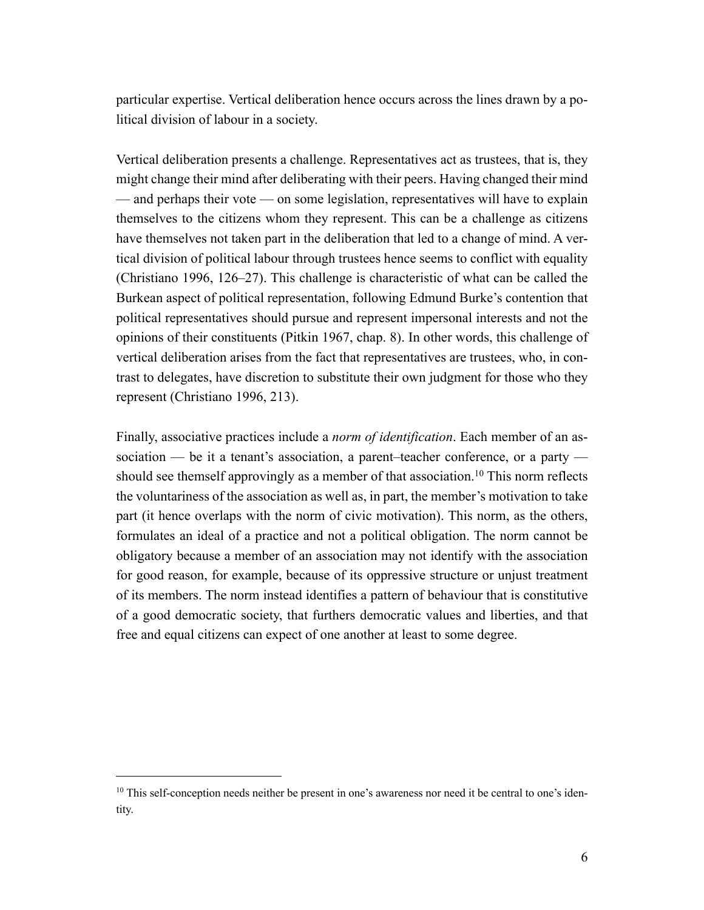particular expertise. Vertical deliberation hence occurs across the lines drawn by a political division of labour in a society.

Vertical deliberation presents a challenge. Representatives act as trustees, that is, they might change their mind after deliberating with their peers. Having changed their mind — and perhaps their vote — on some legislation, representatives will have to explain themselves to the citizens whom they represent. This can be a challenge as citizens have themselves not taken part in the deliberation that led to a change of mind. A vertical division of political labour through trustees hence seems to conflict with equality (Christiano 1996, 126–27). This challenge is characteristic of what can be called the Burkean aspect of political representation, following Edmund Burke's contention that political representatives should pursue and represent impersonal interests and not the opinions of their constituents (Pitkin 1967, chap. 8). In other words, this challenge of vertical deliberation arises from the fact that representatives are trustees, who, in contrast to delegates, have discretion to substitute their own judgment for those who they represent (Christiano 1996, 213).

Finally, associative practices include a *norm of identification*. Each member of an association — be it a tenant's association, a parent–teacher conference, or a party — should see themself approvingly as a member of that association.[10] This norm reflects the voluntariness of the association as well as, in part, the member's motivation to take part (it hence overlaps with the norm of civic motivation). This norm, as the others, formulates an ideal of a practice and not a political obligation. The norm cannot be obligatory because a member of an association may not identify with the association for good reason, for example, because of its oppressive structure or unjust treatment of its members. The norm instead identifies a pattern of behaviour that is constitutive of a good democratic society, that furthers democratic values and liberties, and that free and equal citizens can expect of one another at least to some degree.

[10] This self-conception needs neither be present in one's awareness nor need it be central to one's identity.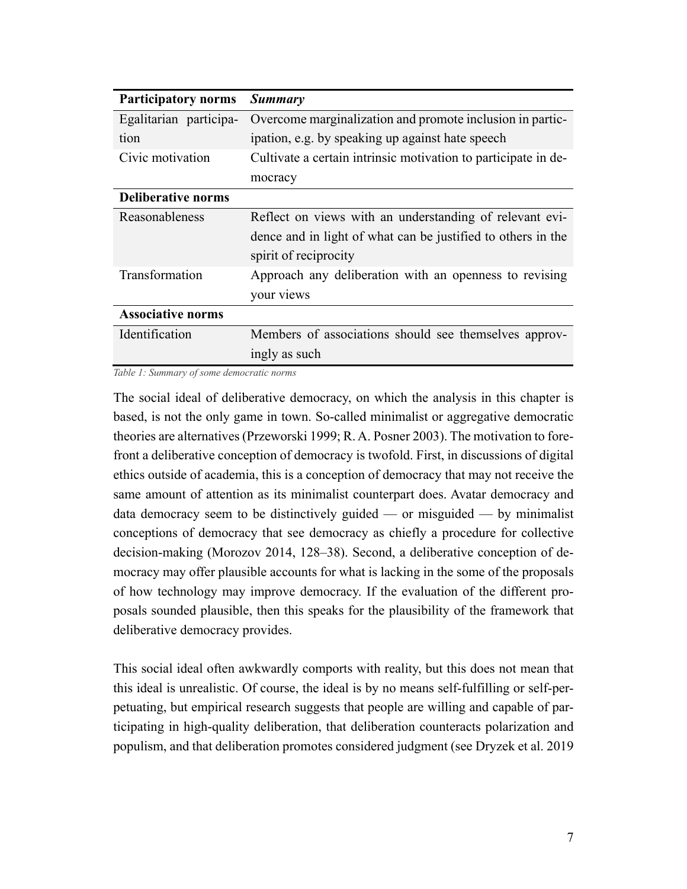| **Participatory norms** | ***Summary*** |
| --- | --- |
| Egalitarian participation | Overcome marginalization and promote inclusion in participation, e.g. by speaking up against hate speech |
| Civic motivation | Cultivate a certain intrinsic motivation to participate in democracy |
| **Deliberative norms** | |
| Reasonableness | Reflect on views with an understanding of relevant evidence and in light of what can be justified to others in the spirit of reciprocity |
| Transformation | Approach any deliberation with an openness to revising your views |
| **Associative norms** | |
| Identification | Members of associations should see themselves approvingly as such |

*Table 1: Summary of some democratic norms*

The social ideal of deliberative democracy, on which the analysis in this chapter is based, is not the only game in town. So-called minimalist or aggregative democratic theories are alternatives (Przeworski 1999; R. A. Posner 2003). The motivation to forefront a deliberative conception of democracy is twofold. First, in discussions of digital ethics outside of academia, this is a conception of democracy that may not receive the same amount of attention as its minimalist counterpart does. Avatar democracy and data democracy seem to be distinctively guided — or misguided — by minimalist conceptions of democracy that see democracy as chiefly a procedure for collective decision-making (Morozov 2014, 128–38). Second, a deliberative conception of democracy may offer plausible accounts for what is lacking in the some of the proposals of how technology may improve democracy. If the evaluation of the different proposals sounded plausible, then this speaks for the plausibility of the framework that deliberative democracy provides.

This social ideal often awkwardly comports with reality, but this does not mean that this ideal is unrealistic. Of course, the ideal is by no means self-fulfilling or self-perpetuating, but empirical research suggests that people are willing and capable of participating in high-quality deliberation, that deliberation counteracts polarization and populism, and that deliberation promotes considered judgment (see Dryzek et al. 2019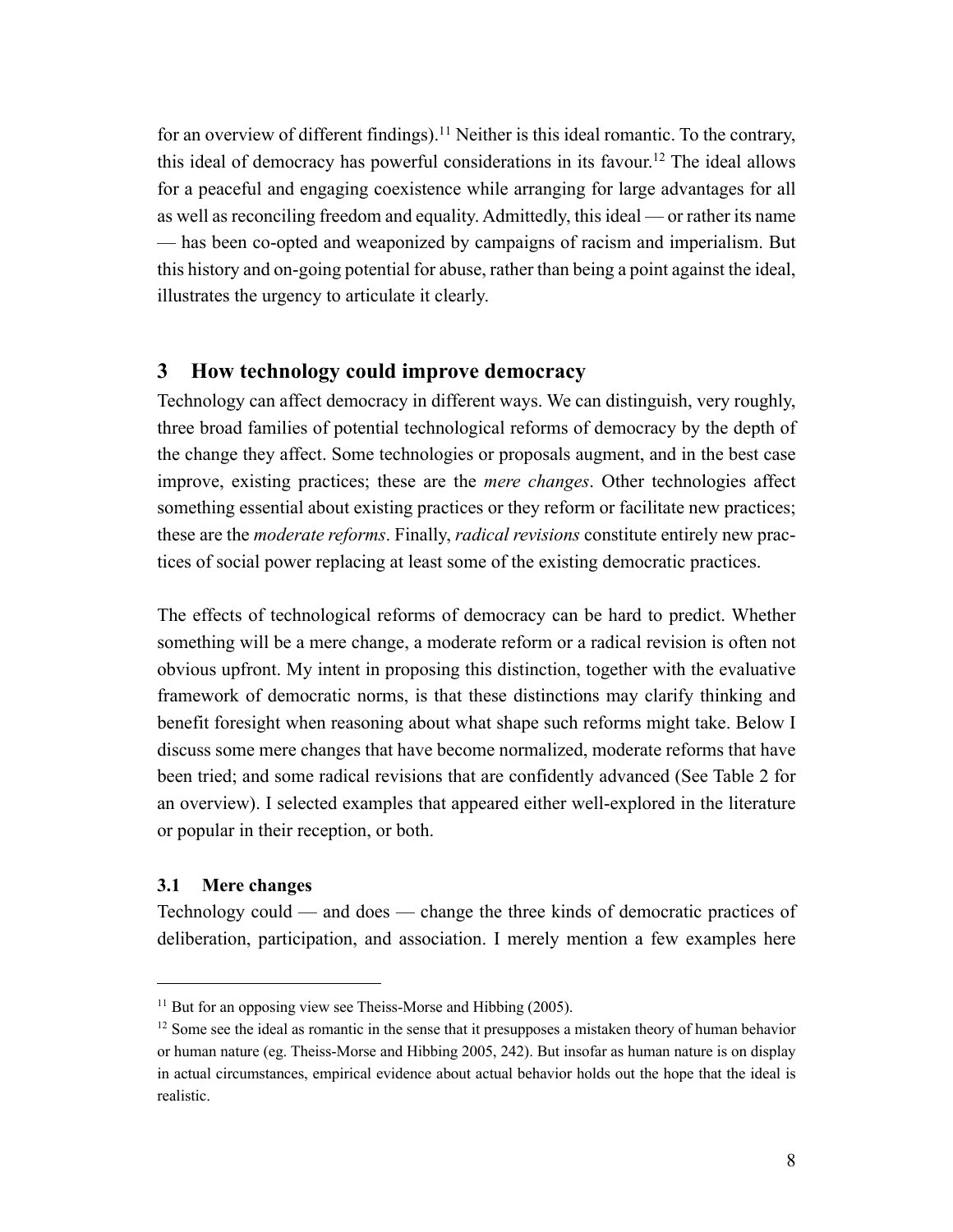for an overview of different findings).[11] Neither is this ideal romantic. To the contrary, this ideal of democracy has powerful considerations in its favour.[12] The ideal allows for a peaceful and engaging coexistence while arranging for large advantages for all as well as reconciling freedom and equality. Admittedly, this ideal — or rather its name — has been co-opted and weaponized by campaigns of racism and imperialism. But this history and on-going potential for abuse, rather than being a point against the ideal, illustrates the urgency to articulate it clearly.

## 3 How technology could improve democracy

Technology can affect democracy in different ways. We can distinguish, very roughly, three broad families of potential technological reforms of democracy by the depth of the change they affect. Some technologies or proposals augment, and in the best case improve, existing practices; these are the *mere changes*. Other technologies affect something essential about existing practices or they reform or facilitate new practices; these are the *moderate reforms*. Finally, *radical revisions* constitute entirely new practices of social power replacing at least some of the existing democratic practices.

The effects of technological reforms of democracy can be hard to predict. Whether something will be a mere change, a moderate reform or a radical revision is often not obvious upfront. My intent in proposing this distinction, together with the evaluative framework of democratic norms, is that these distinctions may clarify thinking and benefit foresight when reasoning about what shape such reforms might take. Below I discuss some mere changes that have become normalized, moderate reforms that have been tried; and some radical revisions that are confidently advanced (See Table 2 for an overview). I selected examples that appeared either well-explored in the literature or popular in their reception, or both.

### 3.1 Mere changes

Technology could — and does — change the three kinds of democratic practices of deliberation, participation, and association. I merely mention a few examples here

---

[11] But for an opposing view see Theiss-Morse and Hibbing (2005).

[12] Some see the ideal as romantic in the sense that it presupposes a mistaken theory of human behavior or human nature (eg. Theiss-Morse and Hibbing 2005, 242). But insofar as human nature is on display in actual circumstances, empirical evidence about actual behavior holds out the hope that the ideal is realistic.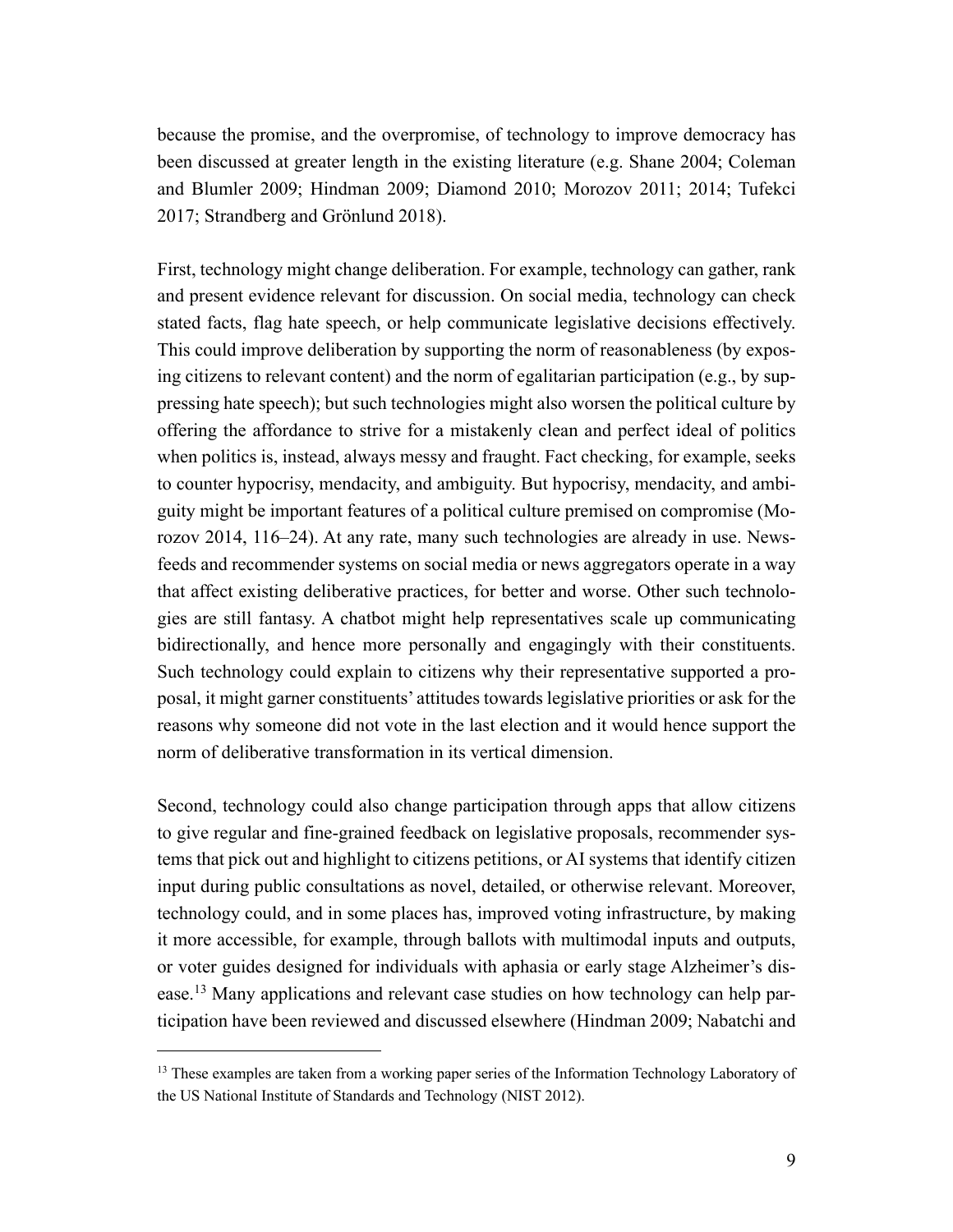because the promise, and the overpromise, of technology to improve democracy has been discussed at greater length in the existing literature (e.g. Shane 2004; Coleman and Blumler 2009; Hindman 2009; Diamond 2010; Morozov 2011; 2014; Tufekci 2017; Strandberg and Grönlund 2018).

First, technology might change deliberation. For example, technology can gather, rank and present evidence relevant for discussion. On social media, technology can check stated facts, flag hate speech, or help communicate legislative decisions effectively. This could improve deliberation by supporting the norm of reasonableness (by exposing citizens to relevant content) and the norm of egalitarian participation (e.g., by suppressing hate speech); but such technologies might also worsen the political culture by offering the affordance to strive for a mistakenly clean and perfect ideal of politics when politics is, instead, always messy and fraught. Fact checking, for example, seeks to counter hypocrisy, mendacity, and ambiguity. But hypocrisy, mendacity, and ambiguity might be important features of a political culture premised on compromise (Morozov 2014, 116–24). At any rate, many such technologies are already in use. Newsfeeds and recommender systems on social media or news aggregators operate in a way that affect existing deliberative practices, for better and worse. Other such technologies are still fantasy. A chatbot might help representatives scale up communicating bidirectionally, and hence more personally and engagingly with their constituents. Such technology could explain to citizens why their representative supported a proposal, it might garner constituents' attitudes towards legislative priorities or ask for the reasons why someone did not vote in the last election and it would hence support the norm of deliberative transformation in its vertical dimension.

Second, technology could also change participation through apps that allow citizens to give regular and fine-grained feedback on legislative proposals, recommender systems that pick out and highlight to citizens petitions, or AI systems that identify citizen input during public consultations as novel, detailed, or otherwise relevant. Moreover, technology could, and in some places has, improved voting infrastructure, by making it more accessible, for example, through ballots with multimodal inputs and outputs, or voter guides designed for individuals with aphasia or early stage Alzheimer's disease.[13] Many applications and relevant case studies on how technology can help participation have been reviewed and discussed elsewhere (Hindman 2009; Nabatchi and

---

[13] These examples are taken from a working paper series of the Information Technology Laboratory of the US National Institute of Standards and Technology (NIST 2012).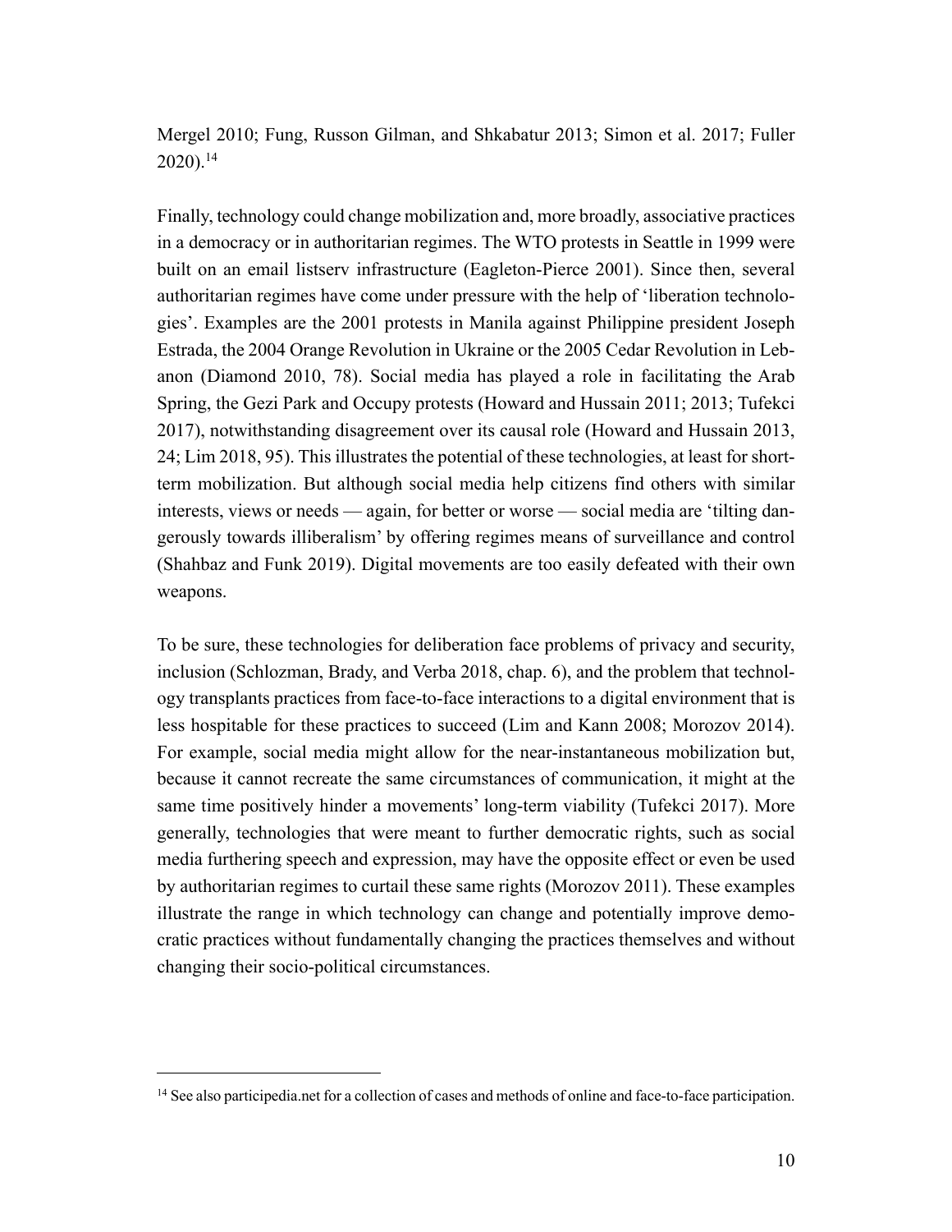Mergel 2010; Fung, Russon Gilman, and Shkabatur 2013; Simon et al. 2017; Fuller 2020).[14]

Finally, technology could change mobilization and, more broadly, associative practices in a democracy or in authoritarian regimes. The WTO protests in Seattle in 1999 were built on an email listserv infrastructure (Eagleton-Pierce 2001). Since then, several authoritarian regimes have come under pressure with the help of 'liberation technologies'. Examples are the 2001 protests in Manila against Philippine president Joseph Estrada, the 2004 Orange Revolution in Ukraine or the 2005 Cedar Revolution in Lebanon (Diamond 2010, 78). Social media has played a role in facilitating the Arab Spring, the Gezi Park and Occupy protests (Howard and Hussain 2011; 2013; Tufekci 2017), notwithstanding disagreement over its causal role (Howard and Hussain 2013, 24; Lim 2018, 95). This illustrates the potential of these technologies, at least for short-term mobilization. But although social media help citizens find others with similar interests, views or needs — again, for better or worse — social media are 'tilting dangerously towards illiberalism' by offering regimes means of surveillance and control (Shahbaz and Funk 2019). Digital movements are too easily defeated with their own weapons.

To be sure, these technologies for deliberation face problems of privacy and security, inclusion (Schlozman, Brady, and Verba 2018, chap. 6), and the problem that technology transplants practices from face-to-face interactions to a digital environment that is less hospitable for these practices to succeed (Lim and Kann 2008; Morozov 2014). For example, social media might allow for the near-instantaneous mobilization but, because it cannot recreate the same circumstances of communication, it might at the same time positively hinder a movements' long-term viability (Tufekci 2017). More generally, technologies that were meant to further democratic rights, such as social media furthering speech and expression, may have the opposite effect or even be used by authoritarian regimes to curtail these same rights (Morozov 2011). These examples illustrate the range in which technology can change and potentially improve democratic practices without fundamentally changing the practices themselves and without changing their socio-political circumstances.

[14] See also participedia.net for a collection of cases and methods of online and face-to-face participation.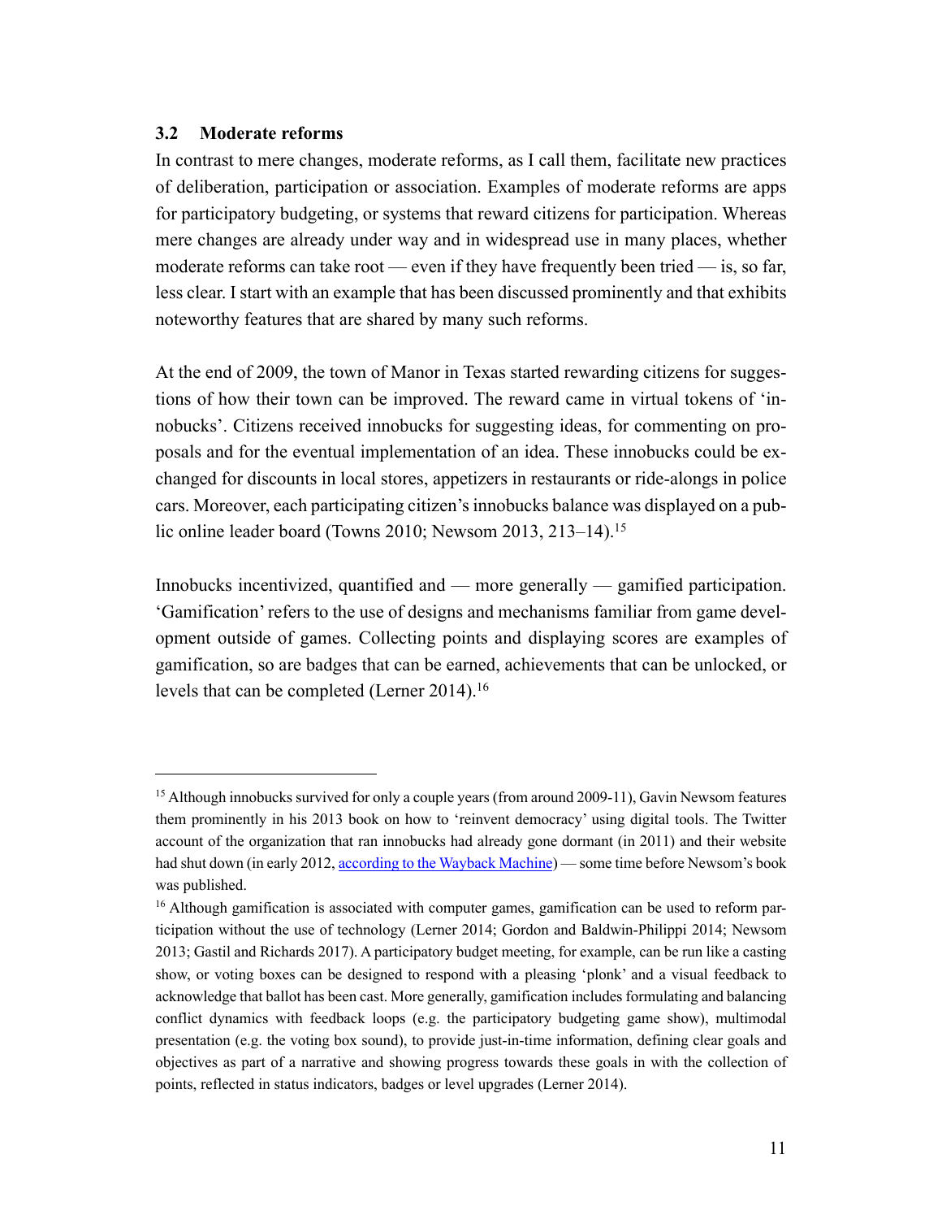### 3.2 Moderate reforms

In contrast to mere changes, moderate reforms, as I call them, facilitate new practices of deliberation, participation or association. Examples of moderate reforms are apps for participatory budgeting, or systems that reward citizens for participation. Whereas mere changes are already under way and in widespread use in many places, whether moderate reforms can take root — even if they have frequently been tried — is, so far, less clear. I start with an example that has been discussed prominently and that exhibits noteworthy features that are shared by many such reforms.

At the end of 2009, the town of Manor in Texas started rewarding citizens for suggestions of how their town can be improved. The reward came in virtual tokens of 'innobucks'. Citizens received innobucks for suggesting ideas, for commenting on proposals and for the eventual implementation of an idea. These innobucks could be exchanged for discounts in local stores, appetizers in restaurants or ride-alongs in police cars. Moreover, each participating citizen's innobucks balance was displayed on a public online leader board (Towns 2010; Newsom 2013, 213–14).[15]

Innobucks incentivized, quantified and — more generally — gamified participation. 'Gamification' refers to the use of designs and mechanisms familiar from game development outside of games. Collecting points and displaying scores are examples of gamification, so are badges that can be earned, achievements that can be unlocked, or levels that can be completed (Lerner 2014).[16]

---

[15] Although innobucks survived for only a couple years (from around 2009-11), Gavin Newsom features them prominently in his 2013 book on how to 'reinvent democracy' using digital tools. The Twitter account of the organization that ran innobucks had already gone dormant (in 2011) and their website had shut down (in early 2012, according to the Wayback Machine) — some time before Newsom's book was published.

[16] Although gamification is associated with computer games, gamification can be used to reform participation without the use of technology (Lerner 2014; Gordon and Baldwin-Philippi 2014; Newsom 2013; Gastil and Richards 2017). A participatory budget meeting, for example, can be run like a casting show, or voting boxes can be designed to respond with a pleasing 'plonk' and a visual feedback to acknowledge that ballot has been cast. More generally, gamification includes formulating and balancing conflict dynamics with feedback loops (e.g. the participatory budgeting game show), multimodal presentation (e.g. the voting box sound), to provide just-in-time information, defining clear goals and objectives as part of a narrative and showing progress towards these goals in with the collection of points, reflected in status indicators, badges or level upgrades (Lerner 2014).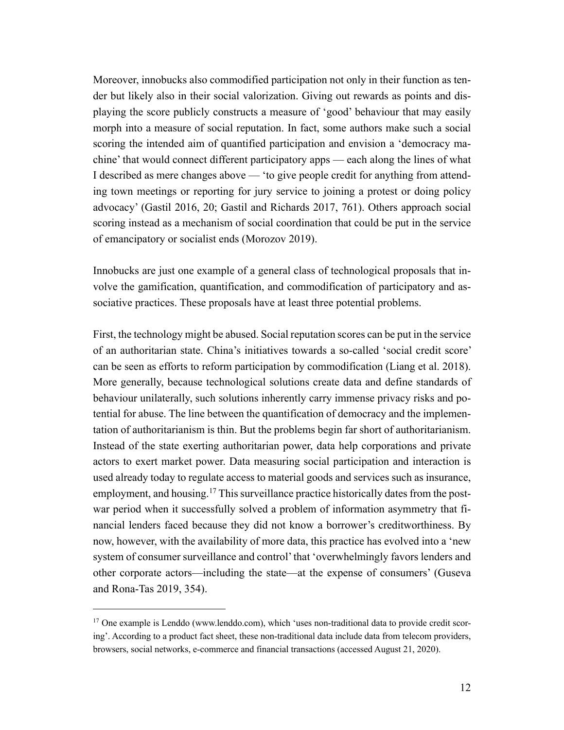Moreover, innobucks also commodified participation not only in their function as tender but likely also in their social valorization. Giving out rewards as points and displaying the score publicly constructs a measure of 'good' behaviour that may easily morph into a measure of social reputation. In fact, some authors make such a social scoring the intended aim of quantified participation and envision a 'democracy machine' that would connect different participatory apps — each along the lines of what I described as mere changes above — 'to give people credit for anything from attending town meetings or reporting for jury service to joining a protest or doing policy advocacy' (Gastil 2016, 20; Gastil and Richards 2017, 761). Others approach social scoring instead as a mechanism of social coordination that could be put in the service of emancipatory or socialist ends (Morozov 2019).

Innobucks are just one example of a general class of technological proposals that involve the gamification, quantification, and commodification of participatory and associative practices. These proposals have at least three potential problems.

First, the technology might be abused. Social reputation scores can be put in the service of an authoritarian state. China's initiatives towards a so-called 'social credit score' can be seen as efforts to reform participation by commodification (Liang et al. 2018). More generally, because technological solutions create data and define standards of behaviour unilaterally, such solutions inherently carry immense privacy risks and potential for abuse. The line between the quantification of democracy and the implementation of authoritarianism is thin. But the problems begin far short of authoritarianism. Instead of the state exerting authoritarian power, data help corporations and private actors to exert market power. Data measuring social participation and interaction is used already today to regulate access to material goods and services such as insurance, employment, and housing.[17] This surveillance practice historically dates from the post-war period when it successfully solved a problem of information asymmetry that financial lenders faced because they did not know a borrower's creditworthiness. By now, however, with the availability of more data, this practice has evolved into a 'new system of consumer surveillance and control' that 'overwhelmingly favors lenders and other corporate actors—including the state—at the expense of consumers' (Guseva and Rona-Tas 2019, 354).

[17] One example is Lenddo (www.lenddo.com), which 'uses non-traditional data to provide credit scoring'. According to a product fact sheet, these non-traditional data include data from telecom providers, browsers, social networks, e-commerce and financial transactions (accessed August 21, 2020).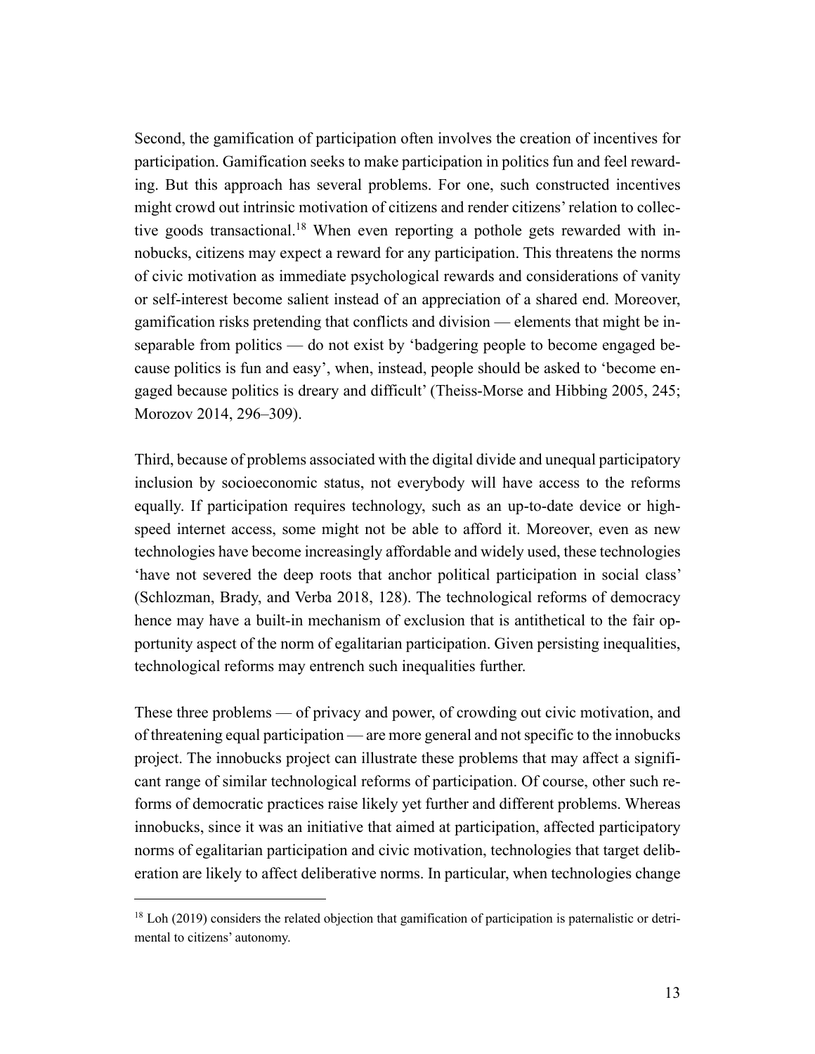Second, the gamification of participation often involves the creation of incentives for participation. Gamification seeks to make participation in politics fun and feel rewarding. But this approach has several problems. For one, such constructed incentives might crowd out intrinsic motivation of citizens and render citizens' relation to collective goods transactional.[18] When even reporting a pothole gets rewarded with innobucks, citizens may expect a reward for any participation. This threatens the norms of civic motivation as immediate psychological rewards and considerations of vanity or self-interest become salient instead of an appreciation of a shared end. Moreover, gamification risks pretending that conflicts and division — elements that might be inseparable from politics — do not exist by 'badgering people to become engaged because politics is fun and easy', when, instead, people should be asked to 'become engaged because politics is dreary and difficult' (Theiss-Morse and Hibbing 2005, 245; Morozov 2014, 296–309).

Third, because of problems associated with the digital divide and unequal participatory inclusion by socioeconomic status, not everybody will have access to the reforms equally. If participation requires technology, such as an up-to-date device or high-speed internet access, some might not be able to afford it. Moreover, even as new technologies have become increasingly affordable and widely used, these technologies 'have not severed the deep roots that anchor political participation in social class' (Schlozman, Brady, and Verba 2018, 128). The technological reforms of democracy hence may have a built-in mechanism of exclusion that is antithetical to the fair opportunity aspect of the norm of egalitarian participation. Given persisting inequalities, technological reforms may entrench such inequalities further.

These three problems — of privacy and power, of crowding out civic motivation, and of threatening equal participation — are more general and not specific to the innobucks project. The innobucks project can illustrate these problems that may affect a significant range of similar technological reforms of participation. Of course, other such reforms of democratic practices raise likely yet further and different problems. Whereas innobucks, since it was an initiative that aimed at participation, affected participatory norms of egalitarian participation and civic motivation, technologies that target deliberation are likely to affect deliberative norms. In particular, when technologies change

[18] Loh (2019) considers the related objection that gamification of participation is paternalistic or detrimental to citizens' autonomy.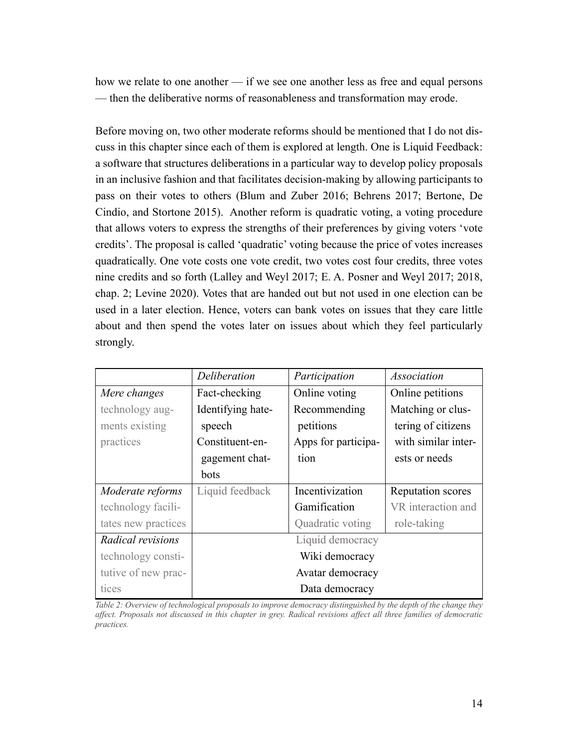how we relate to one another — if we see one another less as free and equal persons — then the deliberative norms of reasonableness and transformation may erode.

Before moving on, two other moderate reforms should be mentioned that I do not discuss in this chapter since each of them is explored at length. One is Liquid Feedback: a software that structures deliberations in a particular way to develop policy proposals in an inclusive fashion and that facilitates decision-making by allowing participants to pass on their votes to others (Blum and Zuber 2016; Behrens 2017; Bertone, De Cindio, and Stortone 2015). Another reform is quadratic voting, a voting procedure that allows voters to express the strengths of their preferences by giving voters 'vote credits'. The proposal is called 'quadratic' voting because the price of votes increases quadratically. One vote costs one vote credit, two votes cost four credits, three votes nine credits and so forth (Lalley and Weyl 2017; E. A. Posner and Weyl 2017; 2018, chap. 2; Levine 2020). Votes that are handed out but not used in one election can be used in a later election. Hence, voters can bank votes on issues that they care little about and then spend the votes later on issues about which they feel particularly strongly.

| | *Deliberation* | *Participation* | *Association* |
|---|---|---|---|
| *Mere changes* technology augments existing practices | Fact-checking<br>Identifying hate-speech<br>Constituent-engagement chatbots | Online voting<br>Recommending petitions<br>Apps for participation | Online petitions<br>Matching or clustering of citizens with similar interests or needs |
| *Moderate reforms* technology facilitates new practices | Liquid feedback | Incentivization<br>Gamification<br>Quadratic voting | Reputation scores<br>VR interaction and role-taking |
| *Radical revisions* technology constitutive of new practices | Liquid democracy<br>Wiki democracy<br>Avatar democracy<br>Data democracy | | |

*Table 2: Overview of technological proposals to improve democracy distinguished by the depth of the change they affect. Proposals not discussed in this chapter in grey. Radical revisions affect all three families of democratic practices.*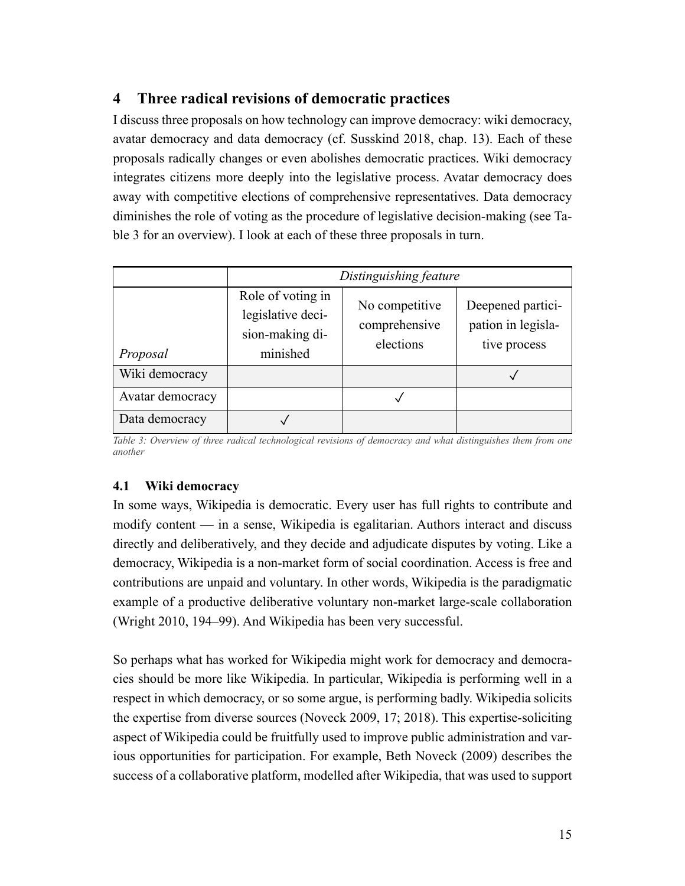## 4 Three radical revisions of democratic practices

I discuss three proposals on how technology can improve democracy: wiki democracy, avatar democracy and data democracy (cf. Susskind 2018, chap. 13). Each of these proposals radically changes or even abolishes democratic practices. Wiki democracy integrates citizens more deeply into the legislative process. Avatar democracy does away with competitive elections of comprehensive representatives. Data democracy diminishes the role of voting as the procedure of legislative decision-making (see Table 3 for an overview). I look at each of these three proposals in turn.

| | *Distinguishing feature* | | |
|---|---|---|---|
| *Proposal* | Role of voting in legislative decision-making diminished | No competitive comprehensive elections | Deepened participation in legislative process |
| Wiki democracy | | | ✓ |
| Avatar democracy | | ✓ | |
| Data democracy | ✓ | | |

*Table 3: Overview of three radical technological revisions of democracy and what distinguishes them from one another*

### 4.1 Wiki democracy

In some ways, Wikipedia is democratic. Every user has full rights to contribute and modify content — in a sense, Wikipedia is egalitarian. Authors interact and discuss directly and deliberatively, and they decide and adjudicate disputes by voting. Like a democracy, Wikipedia is a non-market form of social coordination. Access is free and contributions are unpaid and voluntary. In other words, Wikipedia is the paradigmatic example of a productive deliberative voluntary non-market large-scale collaboration (Wright 2010, 194–99). And Wikipedia has been very successful.

So perhaps what has worked for Wikipedia might work for democracy and democracies should be more like Wikipedia. In particular, Wikipedia is performing well in a respect in which democracy, or so some argue, is performing badly. Wikipedia solicits the expertise from diverse sources (Noveck 2009, 17; 2018). This expertise-soliciting aspect of Wikipedia could be fruitfully used to improve public administration and various opportunities for participation. For example, Beth Noveck (2009) describes the success of a collaborative platform, modelled after Wikipedia, that was used to support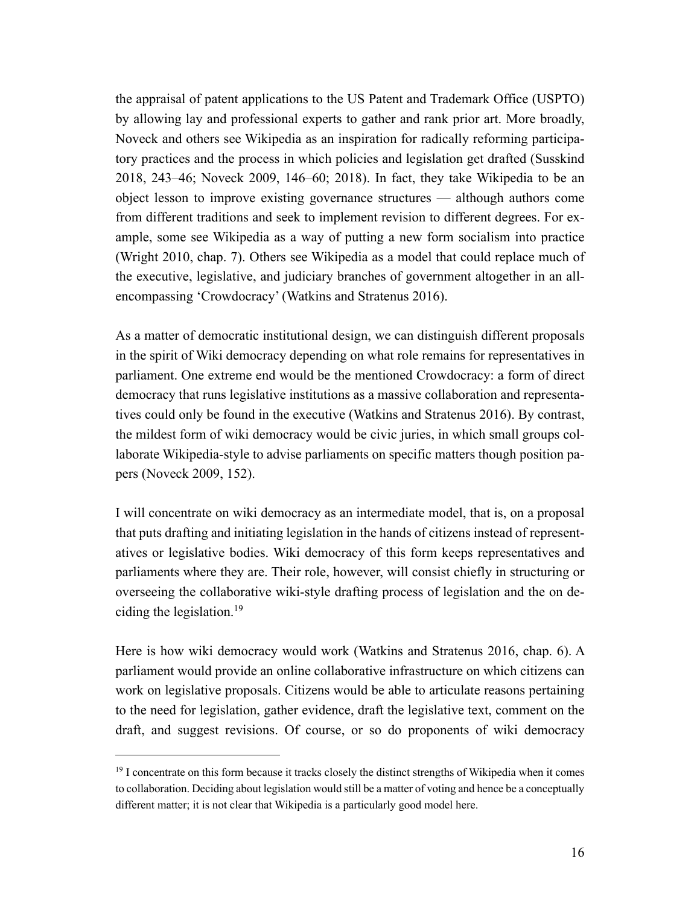the appraisal of patent applications to the US Patent and Trademark Office (USPTO) by allowing lay and professional experts to gather and rank prior art. More broadly, Noveck and others see Wikipedia as an inspiration for radically reforming participatory practices and the process in which policies and legislation get drafted (Susskind 2018, 243–46; Noveck 2009, 146–60; 2018). In fact, they take Wikipedia to be an object lesson to improve existing governance structures — although authors come from different traditions and seek to implement revision to different degrees. For example, some see Wikipedia as a way of putting a new form socialism into practice (Wright 2010, chap. 7). Others see Wikipedia as a model that could replace much of the executive, legislative, and judiciary branches of government altogether in an all-encompassing 'Crowdocracy' (Watkins and Stratenus 2016).

As a matter of democratic institutional design, we can distinguish different proposals in the spirit of Wiki democracy depending on what role remains for representatives in parliament. One extreme end would be the mentioned Crowdocracy: a form of direct democracy that runs legislative institutions as a massive collaboration and representatives could only be found in the executive (Watkins and Stratenus 2016). By contrast, the mildest form of wiki democracy would be civic juries, in which small groups collaborate Wikipedia-style to advise parliaments on specific matters though position papers (Noveck 2009, 152).

I will concentrate on wiki democracy as an intermediate model, that is, on a proposal that puts drafting and initiating legislation in the hands of citizens instead of representatives or legislative bodies. Wiki democracy of this form keeps representatives and parliaments where they are. Their role, however, will consist chiefly in structuring or overseeing the collaborative wiki-style drafting process of legislation and the on deciding the legislation.[19]

Here is how wiki democracy would work (Watkins and Stratenus 2016, chap. 6). A parliament would provide an online collaborative infrastructure on which citizens can work on legislative proposals. Citizens would be able to articulate reasons pertaining to the need for legislation, gather evidence, draft the legislative text, comment on the draft, and suggest revisions. Of course, or so do proponents of wiki democracy

---

[19] I concentrate on this form because it tracks closely the distinct strengths of Wikipedia when it comes to collaboration. Deciding about legislation would still be a matter of voting and hence be a conceptually different matter; it is not clear that Wikipedia is a particularly good model here.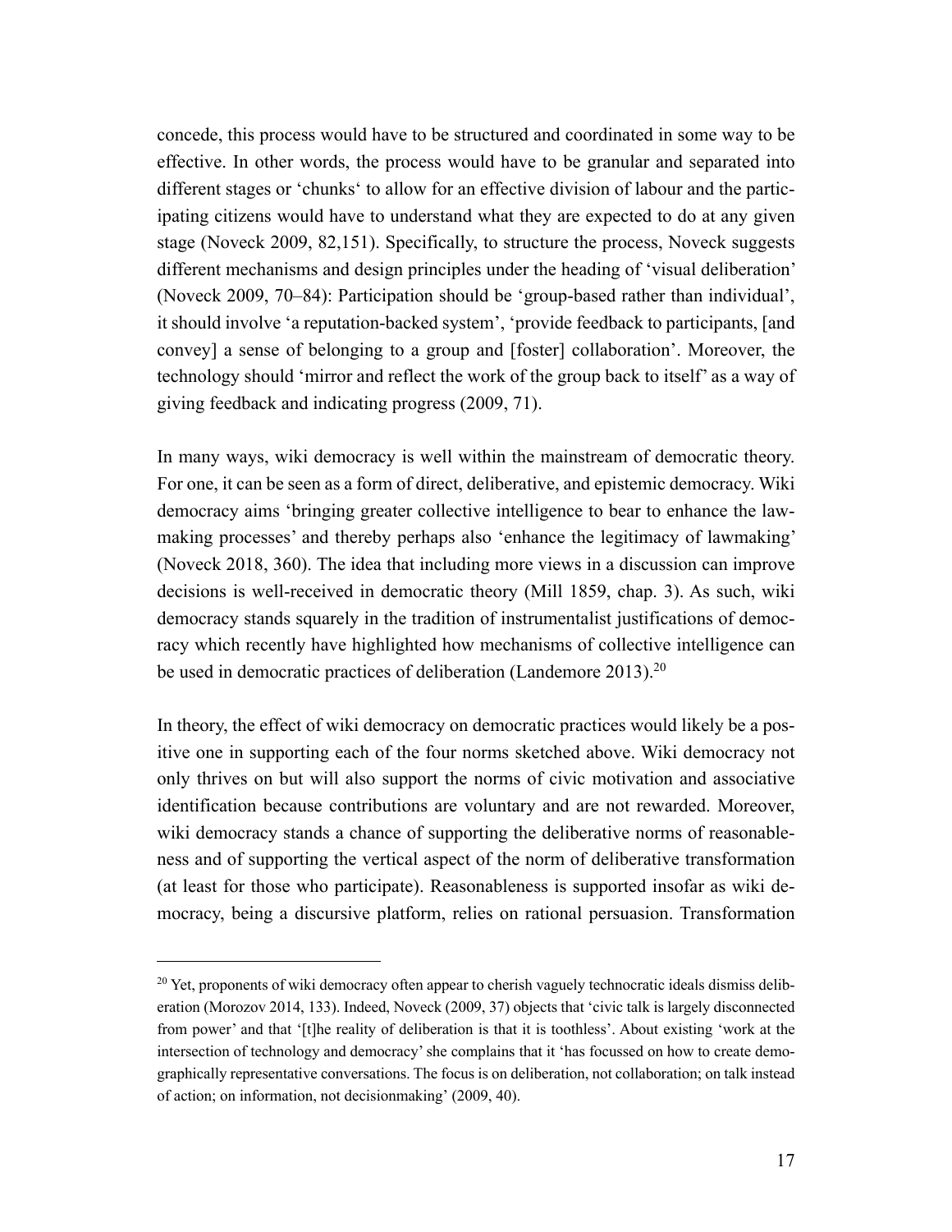concede, this process would have to be structured and coordinated in some way to be effective. In other words, the process would have to be granular and separated into different stages or 'chunks' to allow for an effective division of labour and the participating citizens would have to understand what they are expected to do at any given stage (Noveck 2009, 82,151). Specifically, to structure the process, Noveck suggests different mechanisms and design principles under the heading of 'visual deliberation' (Noveck 2009, 70–84): Participation should be 'group-based rather than individual', it should involve 'a reputation-backed system', 'provide feedback to participants, [and convey] a sense of belonging to a group and [foster] collaboration'. Moreover, the technology should 'mirror and reflect the work of the group back to itself' as a way of giving feedback and indicating progress (2009, 71).

In many ways, wiki democracy is well within the mainstream of democratic theory. For one, it can be seen as a form of direct, deliberative, and epistemic democracy. Wiki democracy aims 'bringing greater collective intelligence to bear to enhance the lawmaking processes' and thereby perhaps also 'enhance the legitimacy of lawmaking' (Noveck 2018, 360). The idea that including more views in a discussion can improve decisions is well-received in democratic theory (Mill 1859, chap. 3). As such, wiki democracy stands squarely in the tradition of instrumentalist justifications of democracy which recently have highlighted how mechanisms of collective intelligence can be used in democratic practices of deliberation (Landemore 2013).[20]

In theory, the effect of wiki democracy on democratic practices would likely be a positive one in supporting each of the four norms sketched above. Wiki democracy not only thrives on but will also support the norms of civic motivation and associative identification because contributions are voluntary and are not rewarded. Moreover, wiki democracy stands a chance of supporting the deliberative norms of reasonableness and of supporting the vertical aspect of the norm of deliberative transformation (at least for those who participate). Reasonableness is supported insofar as wiki democracy, being a discursive platform, relies on rational persuasion. Transformation

[20] Yet, proponents of wiki democracy often appear to cherish vaguely technocratic ideals dismiss deliberation (Morozov 2014, 133). Indeed, Noveck (2009, 37) objects that 'civic talk is largely disconnected from power' and that '[t]he reality of deliberation is that it is toothless'. About existing 'work at the intersection of technology and democracy' she complains that it 'has focussed on how to create demographically representative conversations. The focus is on deliberation, not collaboration; on talk instead of action; on information, not decisionmaking' (2009, 40).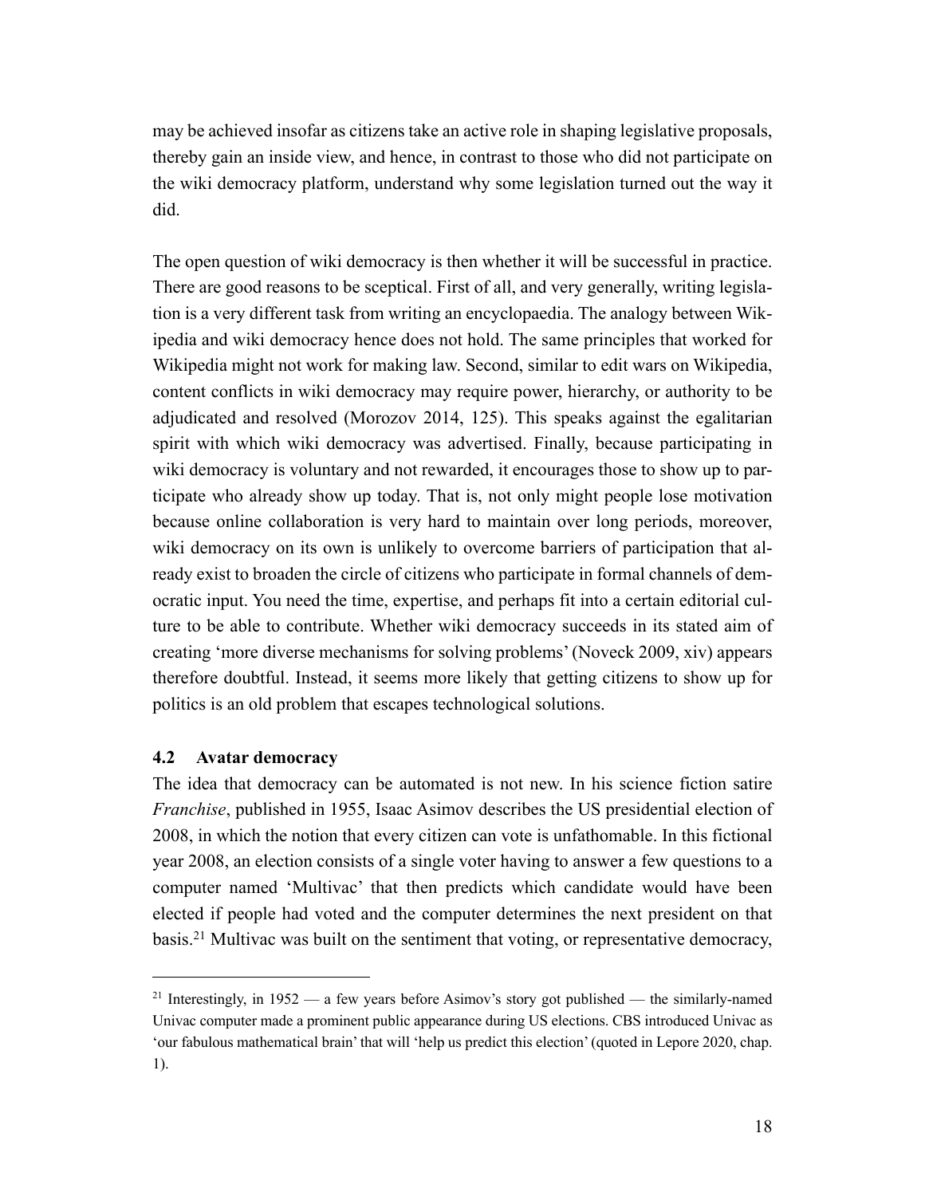may be achieved insofar as citizens take an active role in shaping legislative proposals, thereby gain an inside view, and hence, in contrast to those who did not participate on the wiki democracy platform, understand why some legislation turned out the way it did.

The open question of wiki democracy is then whether it will be successful in practice. There are good reasons to be sceptical. First of all, and very generally, writing legislation is a very different task from writing an encyclopaedia. The analogy between Wikipedia and wiki democracy hence does not hold. The same principles that worked for Wikipedia might not work for making law. Second, similar to edit wars on Wikipedia, content conflicts in wiki democracy may require power, hierarchy, or authority to be adjudicated and resolved (Morozov 2014, 125). This speaks against the egalitarian spirit with which wiki democracy was advertised. Finally, because participating in wiki democracy is voluntary and not rewarded, it encourages those to show up to participate who already show up today. That is, not only might people lose motivation because online collaboration is very hard to maintain over long periods, moreover, wiki democracy on its own is unlikely to overcome barriers of participation that already exist to broaden the circle of citizens who participate in formal channels of democratic input. You need the time, expertise, and perhaps fit into a certain editorial culture to be able to contribute. Whether wiki democracy succeeds in its stated aim of creating 'more diverse mechanisms for solving problems' (Noveck 2009, xiv) appears therefore doubtful. Instead, it seems more likely that getting citizens to show up for politics is an old problem that escapes technological solutions.

### 4.2 Avatar democracy

The idea that democracy can be automated is not new. In his science fiction satire *Franchise*, published in 1955, Isaac Asimov describes the US presidential election of 2008, in which the notion that every citizen can vote is unfathomable. In this fictional year 2008, an election consists of a single voter having to answer a few questions to a computer named 'Multivac' that then predicts which candidate would have been elected if people had voted and the computer determines the next president on that basis.[21] Multivac was built on the sentiment that voting, or representative democracy,

[21] Interestingly, in 1952 — a few years before Asimov's story got published — the similarly-named Univac computer made a prominent public appearance during US elections. CBS introduced Univac as 'our fabulous mathematical brain' that will 'help us predict this election' (quoted in Lepore 2020, chap. 1).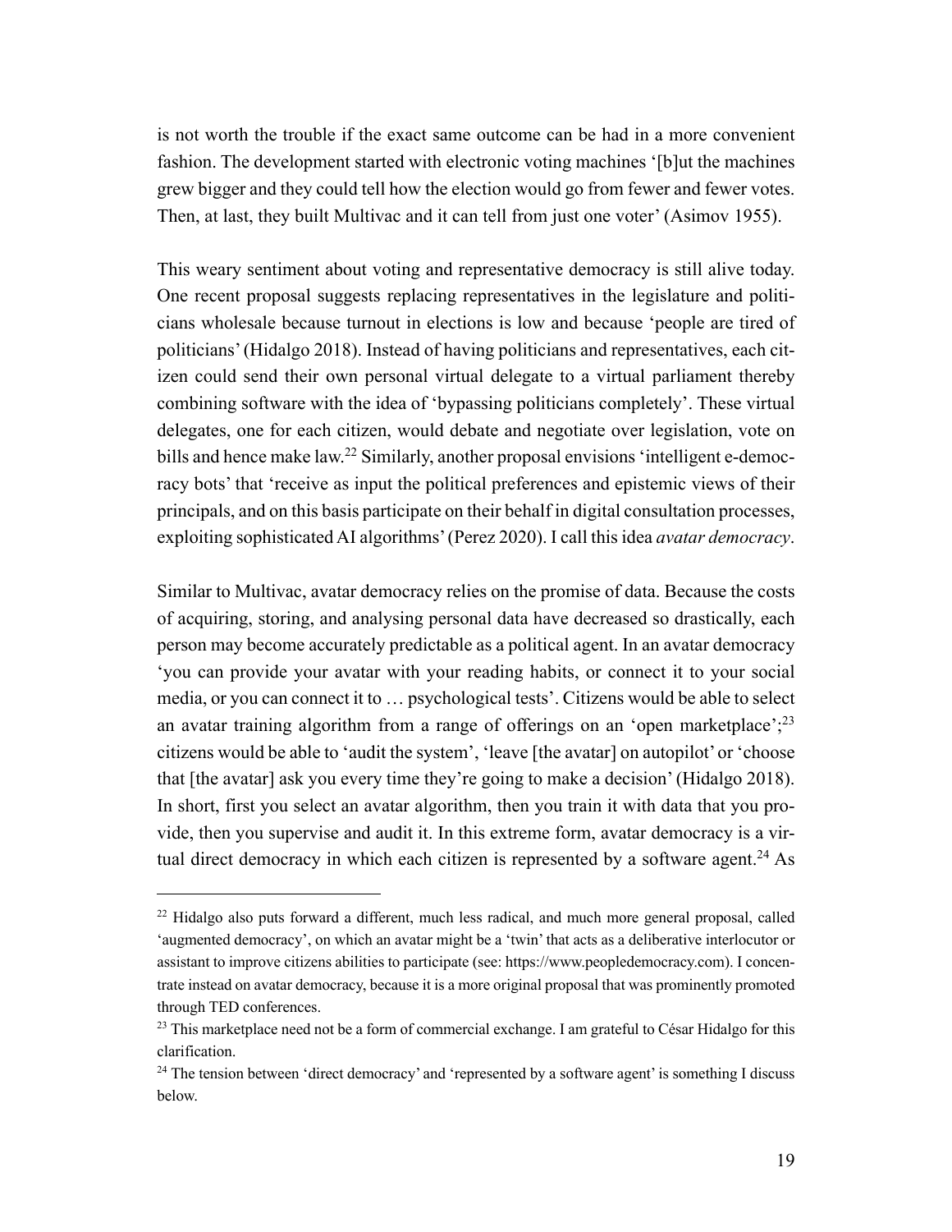is not worth the trouble if the exact same outcome can be had in a more convenient fashion. The development started with electronic voting machines '[b]ut the machines grew bigger and they could tell how the election would go from fewer and fewer votes. Then, at last, they built Multivac and it can tell from just one voter' (Asimov 1955).

This weary sentiment about voting and representative democracy is still alive today. One recent proposal suggests replacing representatives in the legislature and politicians wholesale because turnout in elections is low and because 'people are tired of politicians' (Hidalgo 2018). Instead of having politicians and representatives, each citizen could send their own personal virtual delegate to a virtual parliament thereby combining software with the idea of 'bypassing politicians completely'. These virtual delegates, one for each citizen, would debate and negotiate over legislation, vote on bills and hence make law.[22] Similarly, another proposal envisions 'intelligent e-democracy bots' that 'receive as input the political preferences and epistemic views of their principals, and on this basis participate on their behalf in digital consultation processes, exploiting sophisticated AI algorithms' (Perez 2020). I call this idea *avatar democracy*.

Similar to Multivac, avatar democracy relies on the promise of data. Because the costs of acquiring, storing, and analysing personal data have decreased so drastically, each person may become accurately predictable as a political agent. In an avatar democracy 'you can provide your avatar with your reading habits, or connect it to your social media, or you can connect it to … psychological tests'. Citizens would be able to select an avatar training algorithm from a range of offerings on an 'open marketplace';[23] citizens would be able to 'audit the system', 'leave [the avatar] on autopilot' or 'choose that [the avatar] ask you every time they're going to make a decision' (Hidalgo 2018). In short, first you select an avatar algorithm, then you train it with data that you provide, then you supervise and audit it. In this extreme form, avatar democracy is a virtual direct democracy in which each citizen is represented by a software agent.[24] As

---

[22] Hidalgo also puts forward a different, much less radical, and much more general proposal, called 'augmented democracy', on which an avatar might be a 'twin' that acts as a deliberative interlocutor or assistant to improve citizens abilities to participate (see: https://www.peopledemocracy.com). I concentrate instead on avatar democracy, because it is a more original proposal that was prominently promoted through TED conferences.

[23] This marketplace need not be a form of commercial exchange. I am grateful to César Hidalgo for this clarification.

[24] The tension between 'direct democracy' and 'represented by a software agent' is something I discuss below.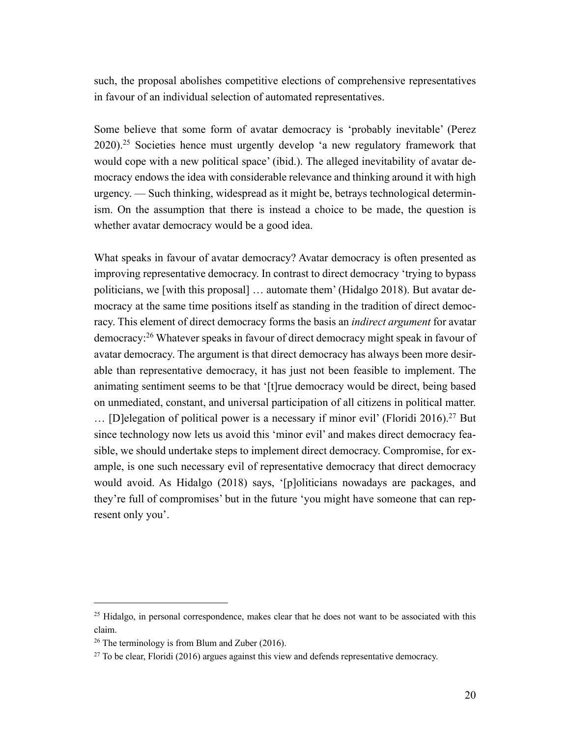such, the proposal abolishes competitive elections of comprehensive representatives in favour of an individual selection of automated representatives.

Some believe that some form of avatar democracy is 'probably inevitable' (Perez 2020).[25] Societies hence must urgently develop 'a new regulatory framework that would cope with a new political space' (ibid.). The alleged inevitability of avatar democracy endows the idea with considerable relevance and thinking around it with high urgency. — Such thinking, widespread as it might be, betrays technological determinism. On the assumption that there is instead a choice to be made, the question is whether avatar democracy would be a good idea.

What speaks in favour of avatar democracy? Avatar democracy is often presented as improving representative democracy. In contrast to direct democracy 'trying to bypass politicians, we [with this proposal] … automate them' (Hidalgo 2018). But avatar democracy at the same time positions itself as standing in the tradition of direct democracy. This element of direct democracy forms the basis an *indirect argument* for avatar democracy:[26] Whatever speaks in favour of direct democracy might speak in favour of avatar democracy. The argument is that direct democracy has always been more desirable than representative democracy, it has just not been feasible to implement. The animating sentiment seems to be that '[t]rue democracy would be direct, being based on unmediated, constant, and universal participation of all citizens in political matter. … [D]elegation of political power is a necessary if minor evil' (Floridi 2016).[27] But since technology now lets us avoid this 'minor evil' and makes direct democracy feasible, we should undertake steps to implement direct democracy. Compromise, for example, is one such necessary evil of representative democracy that direct democracy would avoid. As Hidalgo (2018) says, '[p]oliticians nowadays are packages, and they're full of compromises' but in the future 'you might have someone that can represent only you'.

---

[25] Hidalgo, in personal correspondence, makes clear that he does not want to be associated with this claim.

[26] The terminology is from Blum and Zuber (2016).

[27] To be clear, Floridi (2016) argues against this view and defends representative democracy.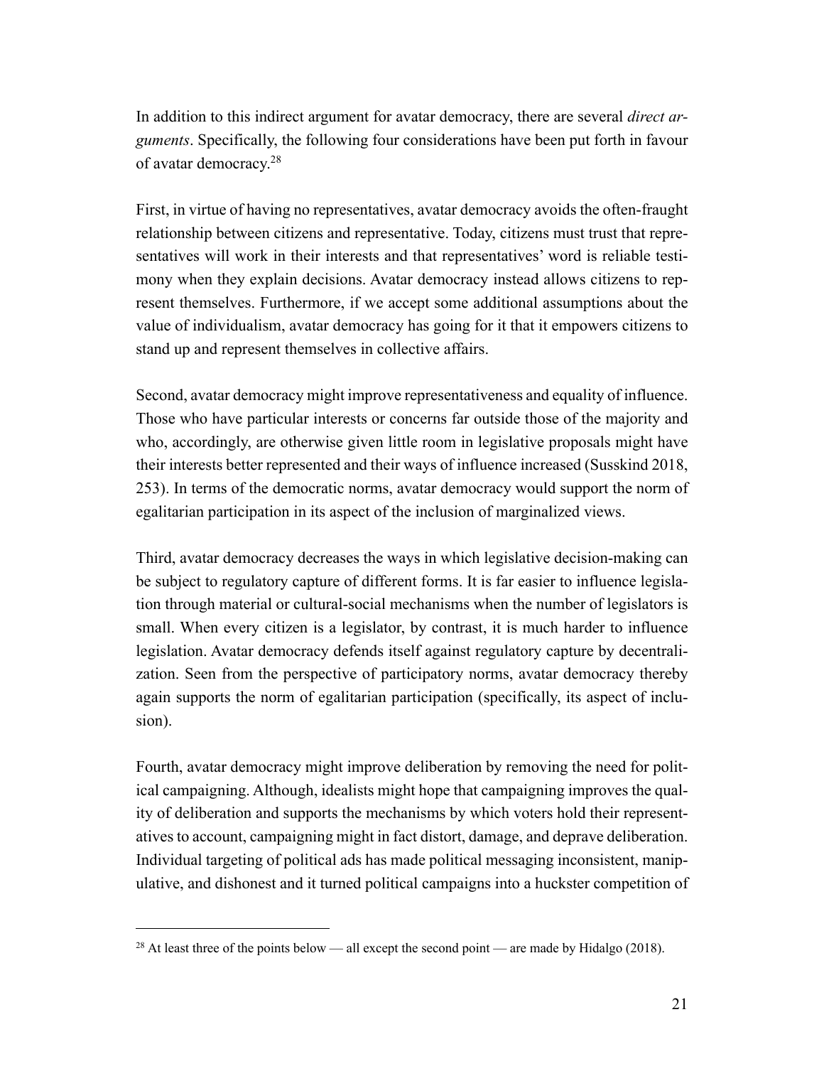In addition to this indirect argument for avatar democracy, there are several *direct arguments*. Specifically, the following four considerations have been put forth in favour of avatar democracy.[28]

First, in virtue of having no representatives, avatar democracy avoids the often-fraught relationship between citizens and representative. Today, citizens must trust that representatives will work in their interests and that representatives' word is reliable testimony when they explain decisions. Avatar democracy instead allows citizens to represent themselves. Furthermore, if we accept some additional assumptions about the value of individualism, avatar democracy has going for it that it empowers citizens to stand up and represent themselves in collective affairs.

Second, avatar democracy might improve representativeness and equality of influence. Those who have particular interests or concerns far outside those of the majority and who, accordingly, are otherwise given little room in legislative proposals might have their interests better represented and their ways of influence increased (Susskind 2018, 253). In terms of the democratic norms, avatar democracy would support the norm of egalitarian participation in its aspect of the inclusion of marginalized views.

Third, avatar democracy decreases the ways in which legislative decision-making can be subject to regulatory capture of different forms. It is far easier to influence legislation through material or cultural-social mechanisms when the number of legislators is small. When every citizen is a legislator, by contrast, it is much harder to influence legislation. Avatar democracy defends itself against regulatory capture by decentralization. Seen from the perspective of participatory norms, avatar democracy thereby again supports the norm of egalitarian participation (specifically, its aspect of inclusion).

Fourth, avatar democracy might improve deliberation by removing the need for political campaigning. Although, idealists might hope that campaigning improves the quality of deliberation and supports the mechanisms by which voters hold their representatives to account, campaigning might in fact distort, damage, and deprave deliberation. Individual targeting of political ads has made political messaging inconsistent, manipulative, and dishonest and it turned political campaigns into a huckster competition of

---

[28] At least three of the points below — all except the second point — are made by Hidalgo (2018).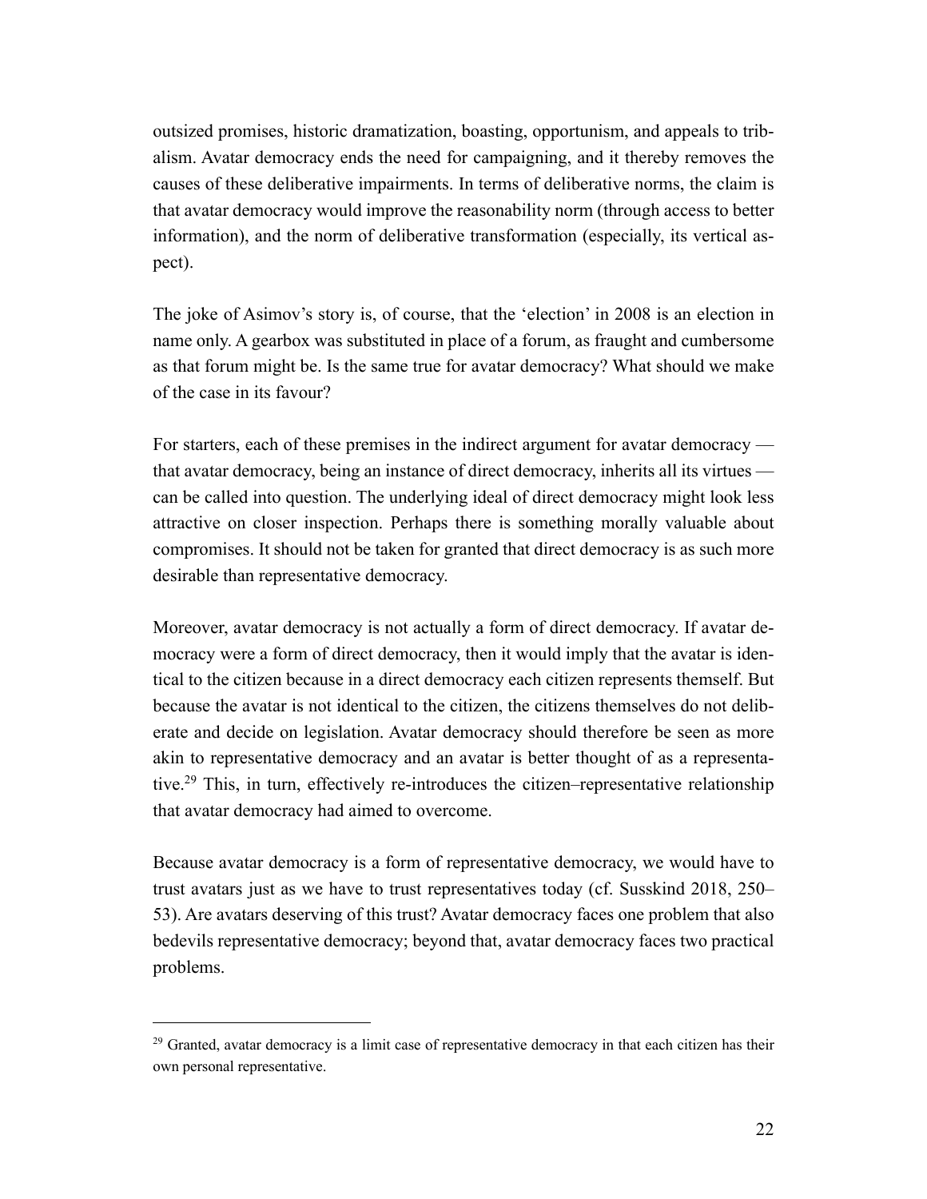outsized promises, historic dramatization, boasting, opportunism, and appeals to tribalism. Avatar democracy ends the need for campaigning, and it thereby removes the causes of these deliberative impairments. In terms of deliberative norms, the claim is that avatar democracy would improve the reasonability norm (through access to better information), and the norm of deliberative transformation (especially, its vertical aspect).

The joke of Asimov's story is, of course, that the 'election' in 2008 is an election in name only. A gearbox was substituted in place of a forum, as fraught and cumbersome as that forum might be. Is the same true for avatar democracy? What should we make of the case in its favour?

For starters, each of these premises in the indirect argument for avatar democracy — that avatar democracy, being an instance of direct democracy, inherits all its virtues — can be called into question. The underlying ideal of direct democracy might look less attractive on closer inspection. Perhaps there is something morally valuable about compromises. It should not be taken for granted that direct democracy is as such more desirable than representative democracy.

Moreover, avatar democracy is not actually a form of direct democracy. If avatar democracy were a form of direct democracy, then it would imply that the avatar is identical to the citizen because in a direct democracy each citizen represents themself. But because the avatar is not identical to the citizen, the citizens themselves do not deliberate and decide on legislation. Avatar democracy should therefore be seen as more akin to representative democracy and an avatar is better thought of as a representative.[29] This, in turn, effectively re-introduces the citizen–representative relationship that avatar democracy had aimed to overcome.

Because avatar democracy is a form of representative democracy, we would have to trust avatars just as we have to trust representatives today (cf. Susskind 2018, 250–53). Are avatars deserving of this trust? Avatar democracy faces one problem that also bedevils representative democracy; beyond that, avatar democracy faces two practical problems.

---

[29] Granted, avatar democracy is a limit case of representative democracy in that each citizen has their own personal representative.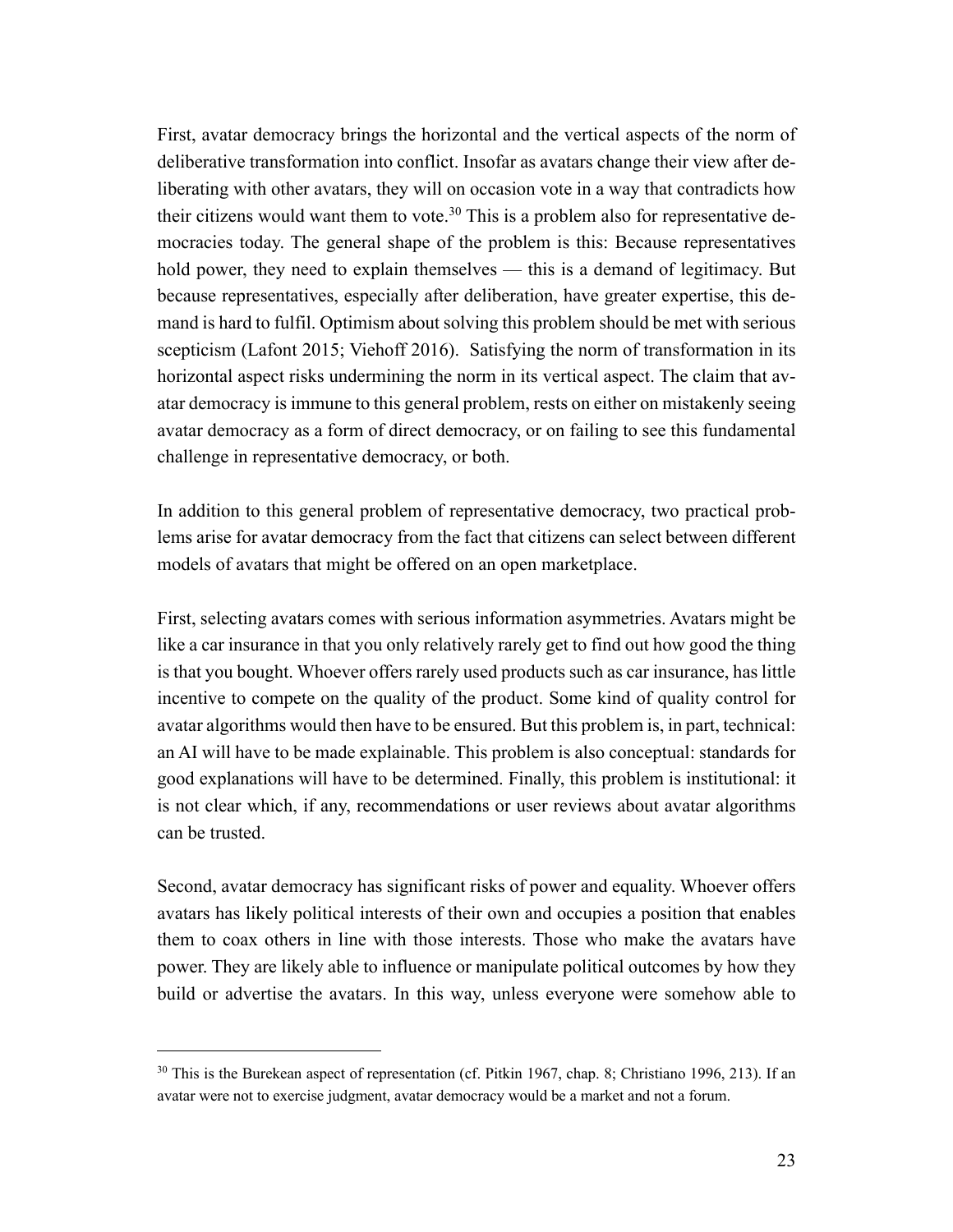First, avatar democracy brings the horizontal and the vertical aspects of the norm of deliberative transformation into conflict. Insofar as avatars change their view after deliberating with other avatars, they will on occasion vote in a way that contradicts how their citizens would want them to vote.[30] This is a problem also for representative democracies today. The general shape of the problem is this: Because representatives hold power, they need to explain themselves — this is a demand of legitimacy. But because representatives, especially after deliberation, have greater expertise, this demand is hard to fulfil. Optimism about solving this problem should be met with serious scepticism (Lafont 2015; Viehoff 2016). Satisfying the norm of transformation in its horizontal aspect risks undermining the norm in its vertical aspect. The claim that avatar democracy is immune to this general problem, rests on either on mistakenly seeing avatar democracy as a form of direct democracy, or on failing to see this fundamental challenge in representative democracy, or both.

In addition to this general problem of representative democracy, two practical problems arise for avatar democracy from the fact that citizens can select between different models of avatars that might be offered on an open marketplace.

First, selecting avatars comes with serious information asymmetries. Avatars might be like a car insurance in that you only relatively rarely get to find out how good the thing is that you bought. Whoever offers rarely used products such as car insurance, has little incentive to compete on the quality of the product. Some kind of quality control for avatar algorithms would then have to be ensured. But this problem is, in part, technical: an AI will have to be made explainable. This problem is also conceptual: standards for good explanations will have to be determined. Finally, this problem is institutional: it is not clear which, if any, recommendations or user reviews about avatar algorithms can be trusted.

Second, avatar democracy has significant risks of power and equality. Whoever offers avatars has likely political interests of their own and occupies a position that enables them to coax others in line with those interests. Those who make the avatars have power. They are likely able to influence or manipulate political outcomes by how they build or advertise the avatars. In this way, unless everyone were somehow able to

[30] This is the Burekean aspect of representation (cf. Pitkin 1967, chap. 8; Christiano 1996, 213). If an avatar were not to exercise judgment, avatar democracy would be a market and not a forum.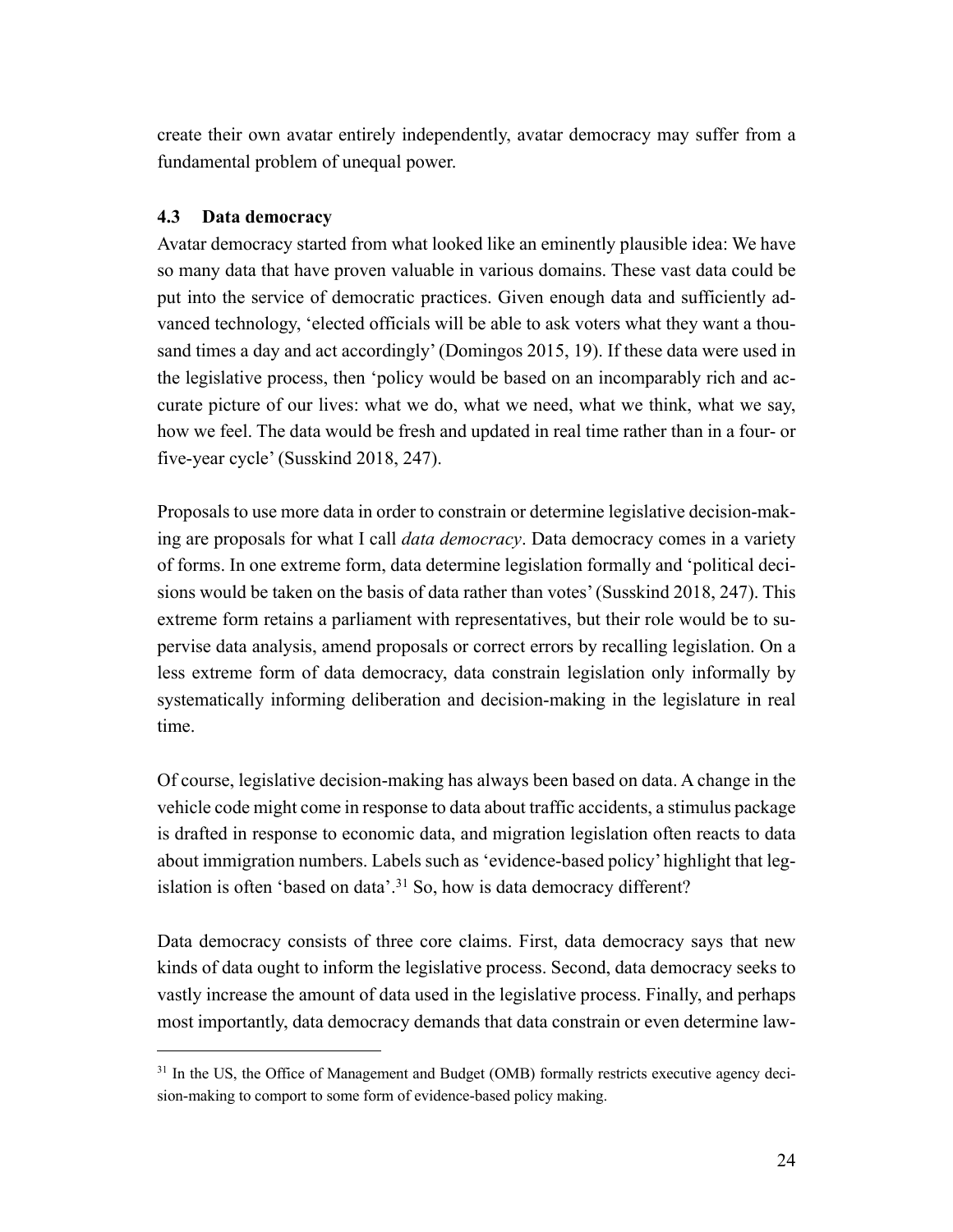create their own avatar entirely independently, avatar democracy may suffer from a fundamental problem of unequal power.

### 4.3 Data democracy

Avatar democracy started from what looked like an eminently plausible idea: We have so many data that have proven valuable in various domains. These vast data could be put into the service of democratic practices. Given enough data and sufficiently advanced technology, 'elected officials will be able to ask voters what they want a thousand times a day and act accordingly' (Domingos 2015, 19). If these data were used in the legislative process, then 'policy would be based on an incomparably rich and accurate picture of our lives: what we do, what we need, what we think, what we say, how we feel. The data would be fresh and updated in real time rather than in a four- or five-year cycle' (Susskind 2018, 247).

Proposals to use more data in order to constrain or determine legislative decision-making are proposals for what I call *data democracy*. Data democracy comes in a variety of forms. In one extreme form, data determine legislation formally and 'political decisions would be taken on the basis of data rather than votes' (Susskind 2018, 247). This extreme form retains a parliament with representatives, but their role would be to supervise data analysis, amend proposals or correct errors by recalling legislation. On a less extreme form of data democracy, data constrain legislation only informally by systematically informing deliberation and decision-making in the legislature in real time.

Of course, legislative decision-making has always been based on data. A change in the vehicle code might come in response to data about traffic accidents, a stimulus package is drafted in response to economic data, and migration legislation often reacts to data about immigration numbers. Labels such as 'evidence-based policy' highlight that legislation is often 'based on data'.[31] So, how is data democracy different?

Data democracy consists of three core claims. First, data democracy says that new kinds of data ought to inform the legislative process. Second, data democracy seeks to vastly increase the amount of data used in the legislative process. Finally, and perhaps most importantly, data democracy demands that data constrain or even determine law-

[31] In the US, the Office of Management and Budget (OMB) formally restricts executive agency decision-making to comport to some form of evidence-based policy making.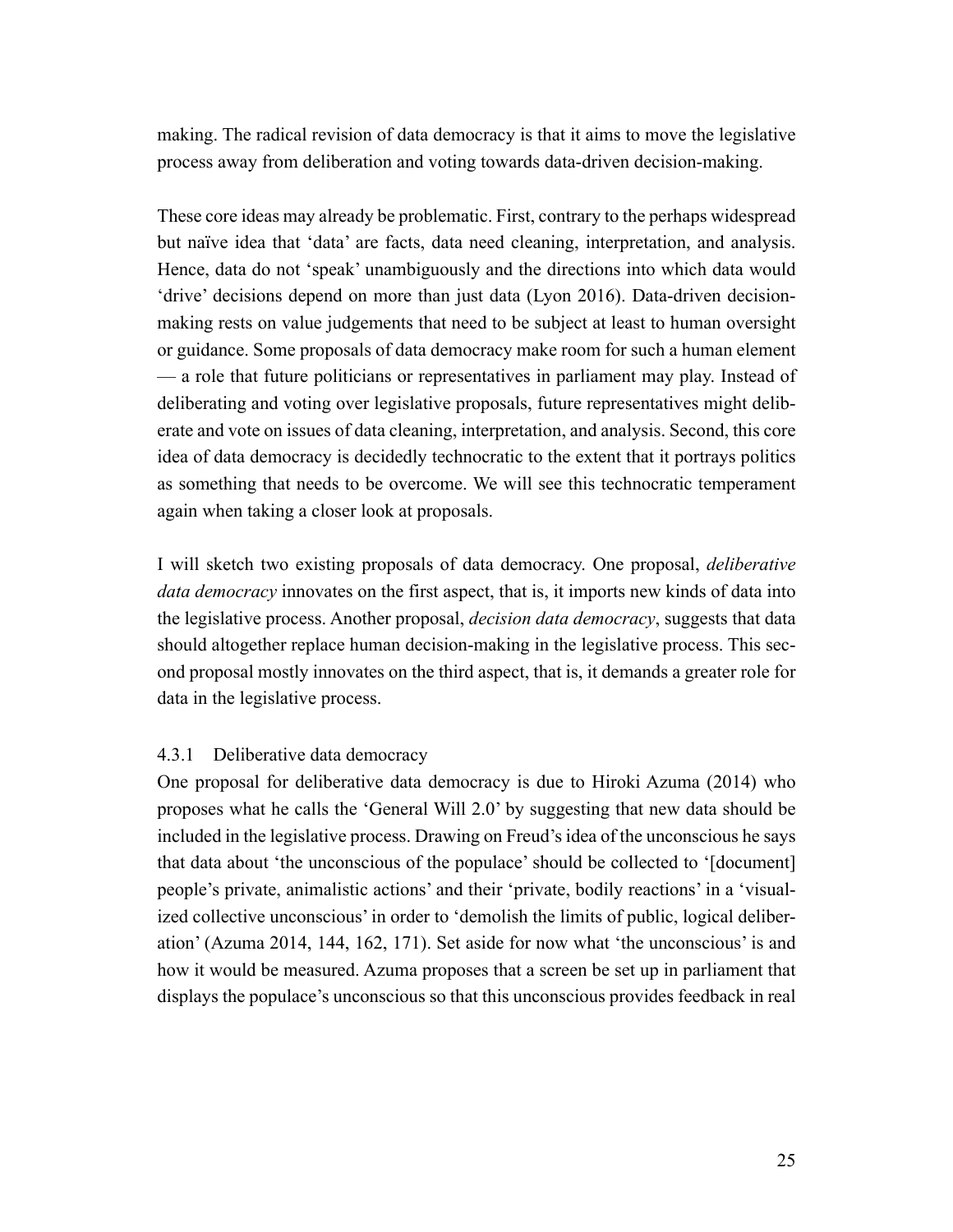making. The radical revision of data democracy is that it aims to move the legislative process away from deliberation and voting towards data-driven decision-making.

These core ideas may already be problematic. First, contrary to the perhaps widespread but naïve idea that 'data' are facts, data need cleaning, interpretation, and analysis. Hence, data do not 'speak' unambiguously and the directions into which data would 'drive' decisions depend on more than just data (Lyon 2016). Data-driven decision-making rests on value judgements that need to be subject at least to human oversight or guidance. Some proposals of data democracy make room for such a human element — a role that future politicians or representatives in parliament may play. Instead of deliberating and voting over legislative proposals, future representatives might deliberate and vote on issues of data cleaning, interpretation, and analysis. Second, this core idea of data democracy is decidedly technocratic to the extent that it portrays politics as something that needs to be overcome. We will see this technocratic temperament again when taking a closer look at proposals.

I will sketch two existing proposals of data democracy. One proposal, *deliberative data democracy* innovates on the first aspect, that is, it imports new kinds of data into the legislative process. Another proposal, *decision data democracy*, suggests that data should altogether replace human decision-making in the legislative process. This second proposal mostly innovates on the third aspect, that is, it demands a greater role for data in the legislative process.

#### 4.3.1 Deliberative data democracy

One proposal for deliberative data democracy is due to Hiroki Azuma (2014) who proposes what he calls the 'General Will 2.0' by suggesting that new data should be included in the legislative process. Drawing on Freud's idea of the unconscious he says that data about 'the unconscious of the populace' should be collected to '[document] people's private, animalistic actions' and their 'private, bodily reactions' in a 'visualized collective unconscious' in order to 'demolish the limits of public, logical deliberation' (Azuma 2014, 144, 162, 171). Set aside for now what 'the unconscious' is and how it would be measured. Azuma proposes that a screen be set up in parliament that displays the populace's unconscious so that this unconscious provides feedback in real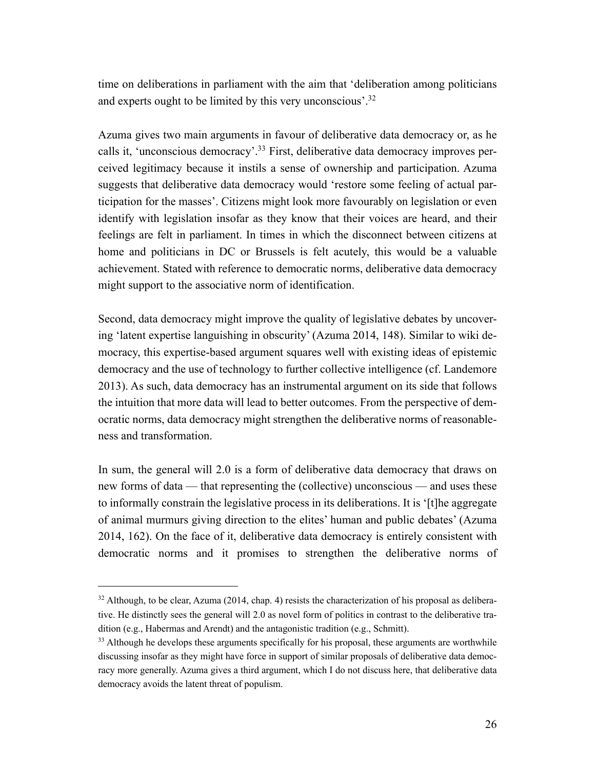time on deliberations in parliament with the aim that 'deliberation among politicians and experts ought to be limited by this very unconscious'.[32]

Azuma gives two main arguments in favour of deliberative data democracy or, as he calls it, 'unconscious democracy'.[33] First, deliberative data democracy improves perceived legitimacy because it instils a sense of ownership and participation. Azuma suggests that deliberative data democracy would 'restore some feeling of actual participation for the masses'. Citizens might look more favourably on legislation or even identify with legislation insofar as they know that their voices are heard, and their feelings are felt in parliament. In times in which the disconnect between citizens at home and politicians in DC or Brussels is felt acutely, this would be a valuable achievement. Stated with reference to democratic norms, deliberative data democracy might support to the associative norm of identification.

Second, data democracy might improve the quality of legislative debates by uncovering 'latent expertise languishing in obscurity' (Azuma 2014, 148). Similar to wiki democracy, this expertise-based argument squares well with existing ideas of epistemic democracy and the use of technology to further collective intelligence (cf. Landemore 2013). As such, data democracy has an instrumental argument on its side that follows the intuition that more data will lead to better outcomes. From the perspective of democratic norms, data democracy might strengthen the deliberative norms of reasonableness and transformation.

In sum, the general will 2.0 is a form of deliberative data democracy that draws on new forms of data — that representing the (collective) unconscious — and uses these to informally constrain the legislative process in its deliberations. It is '[t]he aggregate of animal murmurs giving direction to the elites' human and public debates' (Azuma 2014, 162). On the face of it, deliberative data democracy is entirely consistent with democratic norms and it promises to strengthen the deliberative norms of

---

[32] Although, to be clear, Azuma (2014, chap. 4) resists the characterization of his proposal as deliberative. He distinctly sees the general will 2.0 as novel form of politics in contrast to the deliberative tradition (e.g., Habermas and Arendt) and the antagonistic tradition (e.g., Schmitt).

[33] Although he develops these arguments specifically for his proposal, these arguments are worthwhile discussing insofar as they might have force in support of similar proposals of deliberative data democracy more generally. Azuma gives a third argument, which I do not discuss here, that deliberative data democracy avoids the latent threat of populism.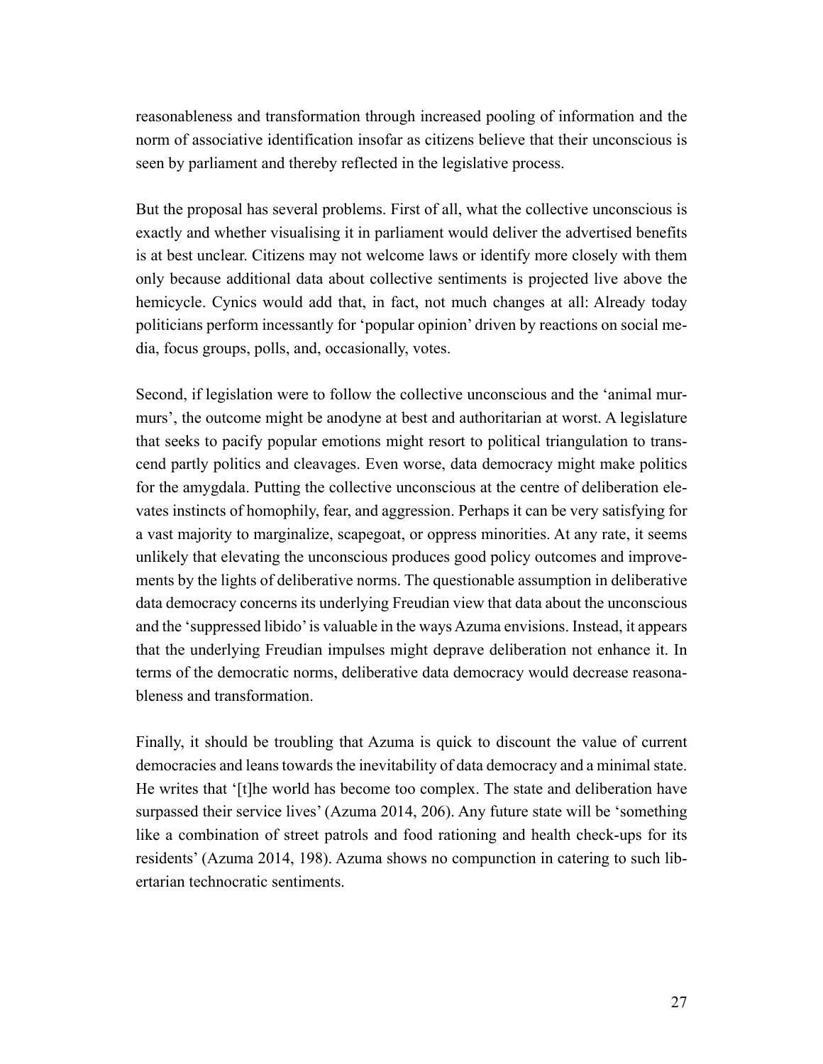reasonableness and transformation through increased pooling of information and the norm of associative identification insofar as citizens believe that their unconscious is seen by parliament and thereby reflected in the legislative process.

But the proposal has several problems. First of all, what the collective unconscious is exactly and whether visualising it in parliament would deliver the advertised benefits is at best unclear. Citizens may not welcome laws or identify more closely with them only because additional data about collective sentiments is projected live above the hemicycle. Cynics would add that, in fact, not much changes at all: Already today politicians perform incessantly for 'popular opinion' driven by reactions on social media, focus groups, polls, and, occasionally, votes.

Second, if legislation were to follow the collective unconscious and the 'animal murmurs', the outcome might be anodyne at best and authoritarian at worst. A legislature that seeks to pacify popular emotions might resort to political triangulation to transcend partly politics and cleavages. Even worse, data democracy might make politics for the amygdala. Putting the collective unconscious at the centre of deliberation elevates instincts of homophily, fear, and aggression. Perhaps it can be very satisfying for a vast majority to marginalize, scapegoat, or oppress minorities. At any rate, it seems unlikely that elevating the unconscious produces good policy outcomes and improvements by the lights of deliberative norms. The questionable assumption in deliberative data democracy concerns its underlying Freudian view that data about the unconscious and the 'suppressed libido' is valuable in the ways Azuma envisions. Instead, it appears that the underlying Freudian impulses might deprave deliberation not enhance it. In terms of the democratic norms, deliberative data democracy would decrease reasonableness and transformation.

Finally, it should be troubling that Azuma is quick to discount the value of current democracies and leans towards the inevitability of data democracy and a minimal state. He writes that '[t]he world has become too complex. The state and deliberation have surpassed their service lives' (Azuma 2014, 206). Any future state will be 'something like a combination of street patrols and food rationing and health check-ups for its residents' (Azuma 2014, 198). Azuma shows no compunction in catering to such libertarian technocratic sentiments.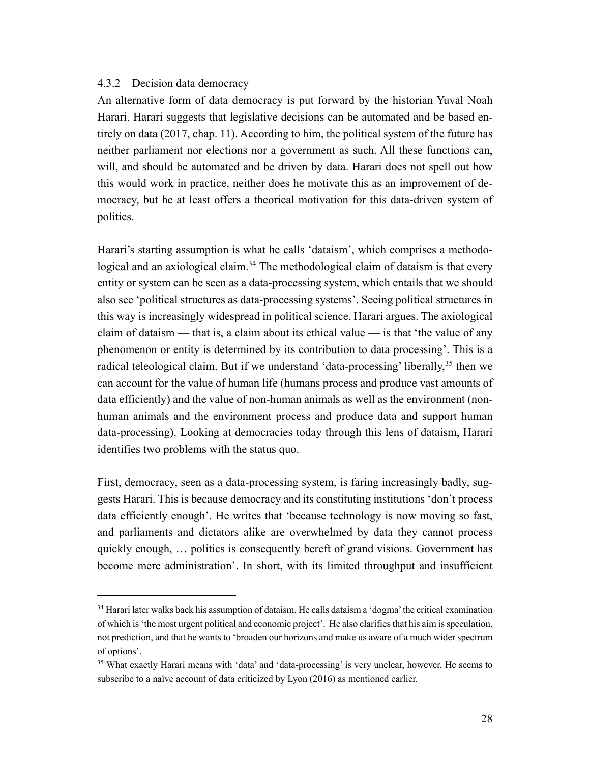### 4.3.2 Decision data democracy

An alternative form of data democracy is put forward by the historian Yuval Noah Harari. Harari suggests that legislative decisions can be automated and be based entirely on data (2017, chap. 11). According to him, the political system of the future has neither parliament nor elections nor a government as such. All these functions can, will, and should be automated and be driven by data. Harari does not spell out how this would work in practice, neither does he motivate this as an improvement of democracy, but he at least offers a theorical motivation for this data-driven system of politics.

Harari's starting assumption is what he calls 'dataism', which comprises a methodological and an axiological claim.[34] The methodological claim of dataism is that every entity or system can be seen as a data-processing system, which entails that we should also see 'political structures as data-processing systems'. Seeing political structures in this way is increasingly widespread in political science, Harari argues. The axiological claim of dataism — that is, a claim about its ethical value — is that 'the value of any phenomenon or entity is determined by its contribution to data processing'. This is a radical teleological claim. But if we understand 'data-processing' liberally,[35] then we can account for the value of human life (humans process and produce vast amounts of data efficiently) and the value of non-human animals as well as the environment (non-human animals and the environment process and produce data and support human data-processing). Looking at democracies today through this lens of dataism, Harari identifies two problems with the status quo.

First, democracy, seen as a data-processing system, is faring increasingly badly, suggests Harari. This is because democracy and its constituting institutions 'don't process data efficiently enough'. He writes that 'because technology is now moving so fast, and parliaments and dictators alike are overwhelmed by data they cannot process quickly enough, … politics is consequently bereft of grand visions. Government has become mere administration'. In short, with its limited throughput and insufficient

[34] Harari later walks back his assumption of dataism. He calls dataism a 'dogma' the critical examination of which is 'the most urgent political and economic project'. He also clarifies that his aim is speculation, not prediction, and that he wants to 'broaden our horizons and make us aware of a much wider spectrum of options'.

[35] What exactly Harari means with 'data' and 'data-processing' is very unclear, however. He seems to subscribe to a naïve account of data criticized by Lyon (2016) as mentioned earlier.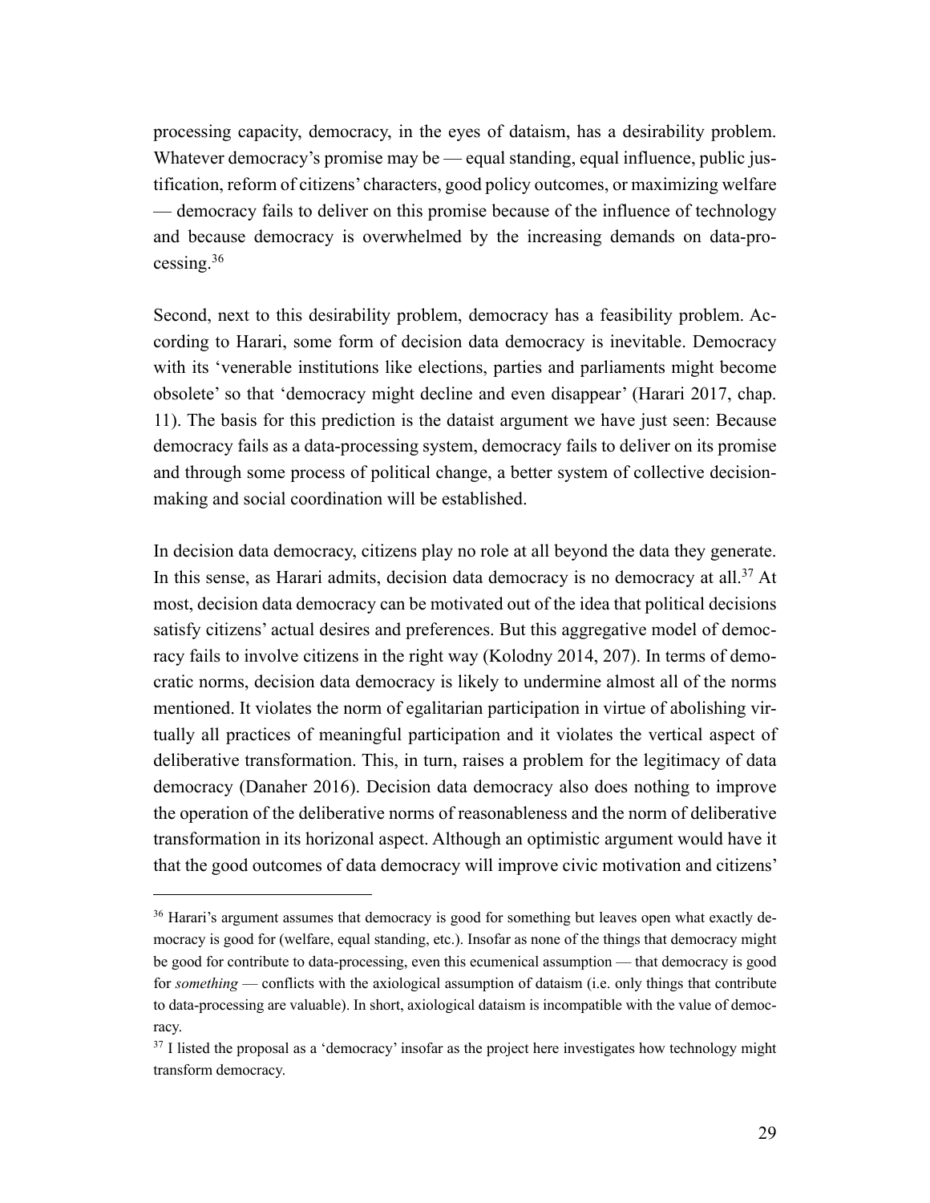processing capacity, democracy, in the eyes of dataism, has a desirability problem. Whatever democracy's promise may be — equal standing, equal influence, public justification, reform of citizens' characters, good policy outcomes, or maximizing welfare — democracy fails to deliver on this promise because of the influence of technology and because democracy is overwhelmed by the increasing demands on data-processing.[36]

Second, next to this desirability problem, democracy has a feasibility problem. According to Harari, some form of decision data democracy is inevitable. Democracy with its 'venerable institutions like elections, parties and parliaments might become obsolete' so that 'democracy might decline and even disappear' (Harari 2017, chap. 11). The basis for this prediction is the dataist argument we have just seen: Because democracy fails as a data-processing system, democracy fails to deliver on its promise and through some process of political change, a better system of collective decision-making and social coordination will be established.

In decision data democracy, citizens play no role at all beyond the data they generate. In this sense, as Harari admits, decision data democracy is no democracy at all.[37] At most, decision data democracy can be motivated out of the idea that political decisions satisfy citizens' actual desires and preferences. But this aggregative model of democracy fails to involve citizens in the right way (Kolodny 2014, 207). In terms of democratic norms, decision data democracy is likely to undermine almost all of the norms mentioned. It violates the norm of egalitarian participation in virtue of abolishing virtually all practices of meaningful participation and it violates the vertical aspect of deliberative transformation. This, in turn, raises a problem for the legitimacy of data democracy (Danaher 2016). Decision data democracy also does nothing to improve the operation of the deliberative norms of reasonableness and the norm of deliberative transformation in its horizonal aspect. Although an optimistic argument would have it that the good outcomes of data democracy will improve civic motivation and citizens'

---

[36] Harari's argument assumes that democracy is good for something but leaves open what exactly democracy is good for (welfare, equal standing, etc.). Insofar as none of the things that democracy might be good for contribute to data-processing, even this ecumenical assumption — that democracy is good for *something* — conflicts with the axiological assumption of dataism (i.e. only things that contribute to data-processing are valuable). In short, axiological dataism is incompatible with the value of democracy.

[37] I listed the proposal as a 'democracy' insofar as the project here investigates how technology might transform democracy.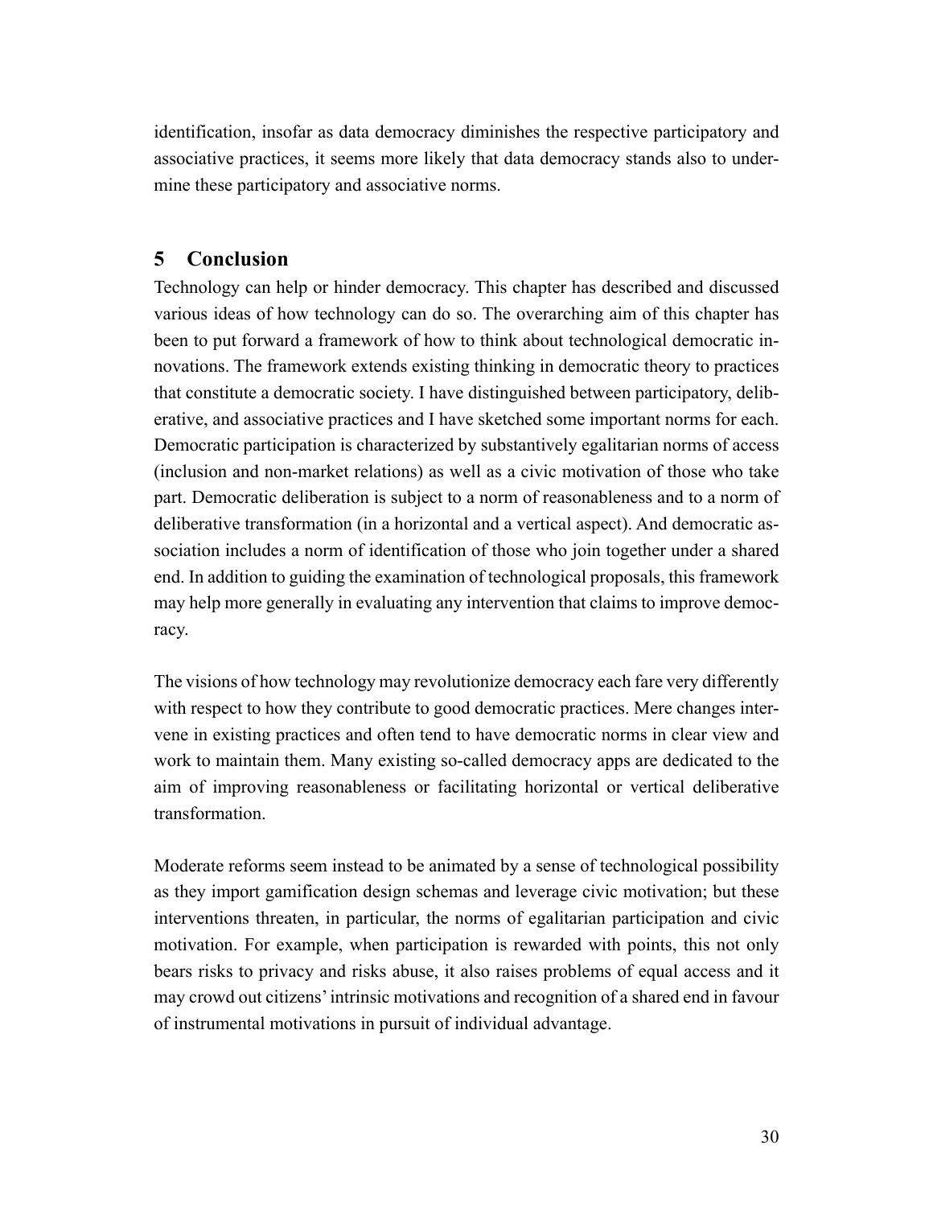identification, insofar as data democracy diminishes the respective participatory and associative practices, it seems more likely that data democracy stands also to undermine these participatory and associative norms.

## 5 Conclusion

Technology can help or hinder democracy. This chapter has described and discussed various ideas of how technology can do so. The overarching aim of this chapter has been to put forward a framework of how to think about technological democratic innovations. The framework extends existing thinking in democratic theory to practices that constitute a democratic society. I have distinguished between participatory, deliberative, and associative practices and I have sketched some important norms for each. Democratic participation is characterized by substantively egalitarian norms of access (inclusion and non-market relations) as well as a civic motivation of those who take part. Democratic deliberation is subject to a norm of reasonableness and to a norm of deliberative transformation (in a horizontal and a vertical aspect). And democratic association includes a norm of identification of those who join together under a shared end. In addition to guiding the examination of technological proposals, this framework may help more generally in evaluating any intervention that claims to improve democracy.

The visions of how technology may revolutionize democracy each fare very differently with respect to how they contribute to good democratic practices. Mere changes intervene in existing practices and often tend to have democratic norms in clear view and work to maintain them. Many existing so-called democracy apps are dedicated to the aim of improving reasonableness or facilitating horizontal or vertical deliberative transformation.

Moderate reforms seem instead to be animated by a sense of technological possibility as they import gamification design schemas and leverage civic motivation; but these interventions threaten, in particular, the norms of egalitarian participation and civic motivation. For example, when participation is rewarded with points, this not only bears risks to privacy and risks abuse, it also raises problems of equal access and it may crowd out citizens' intrinsic motivations and recognition of a shared end in favour of instrumental motivations in pursuit of individual advantage.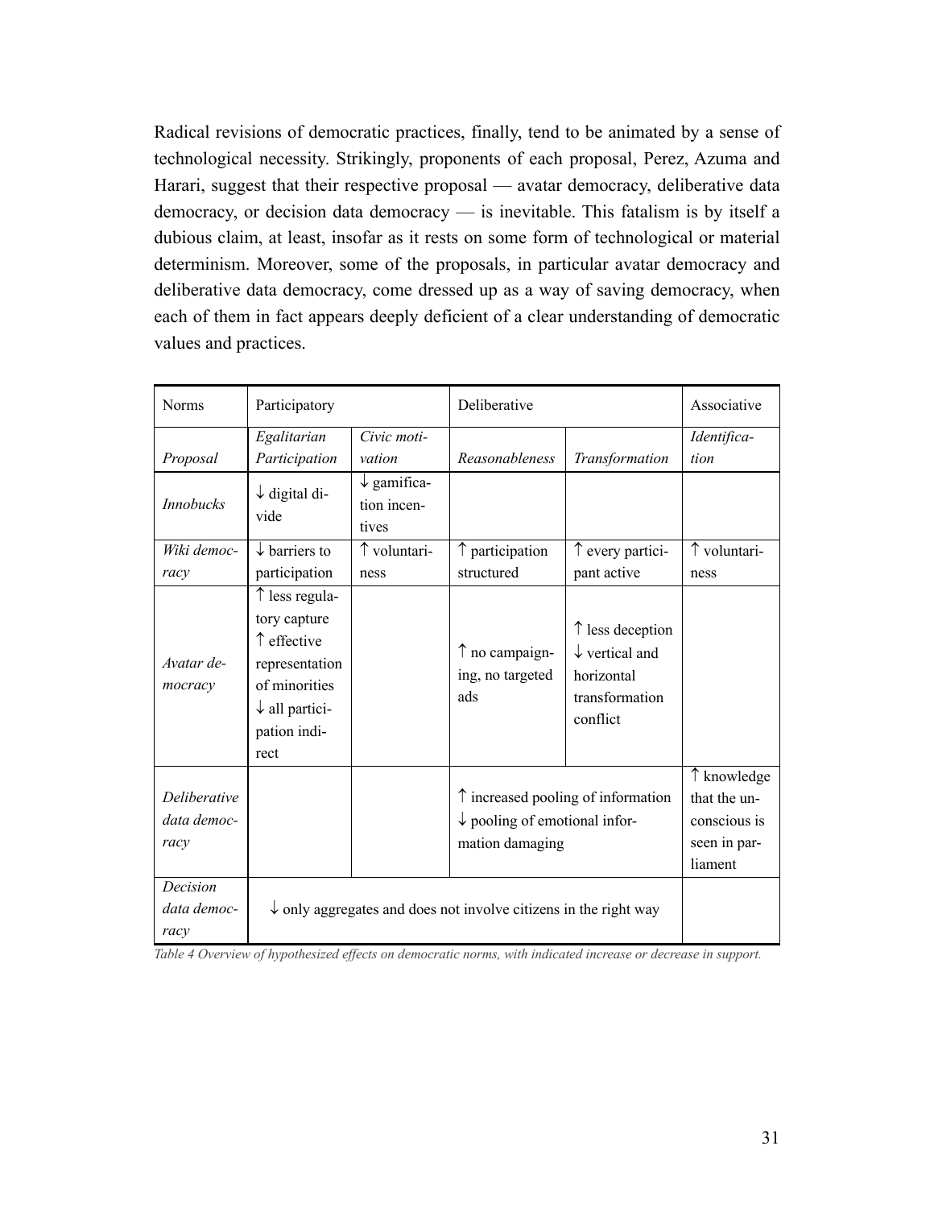Radical revisions of democratic practices, finally, tend to be animated by a sense of technological necessity. Strikingly, proponents of each proposal, Perez, Azuma and Harari, suggest that their respective proposal — avatar democracy, deliberative data democracy, or decision data democracy — is inevitable. This fatalism is by itself a dubious claim, at least, insofar as it rests on some form of technological or material determinism. Moreover, some of the proposals, in particular avatar democracy and deliberative data democracy, come dressed up as a way of saving democracy, when each of them in fact appears deeply deficient of a clear understanding of democratic values and practices.

| Norms | Participatory | | Deliberative | | Associative |
|---|---|---|---|---|---|
| *Proposal* | *Egalitarian Participation* | *Civic motivation* | *Reasonableness* | *Transformation* | *Identification* |
| *Innobucks* | ↓ digital divide | ↓ gamification incentives | | | |
| *Wiki democracy* | ↓ barriers to participation | ↑ voluntariness | ↑ participation structured | ↑ every participant active | ↑ voluntariness |
| *Avatar democracy* | ↑ less regulatory capture ↑ effective representation of minorities ↓ all participation indirect | | ↑ no campaigning, no targeted ads | ↑ less deception ↓ vertical and horizontal transformation conflict | |
| *Deliberative data democracy* | | | ↑ increased pooling of information ↓ pooling of emotional information damaging | | ↑ knowledge that the unconscious is seen in parliament |
| *Decision data democracy* | ↓ only aggregates and does not involve citizens in the right way | | | | |

*Table 4 Overview of hypothesized effects on democratic norms, with indicated increase or decrease in support.*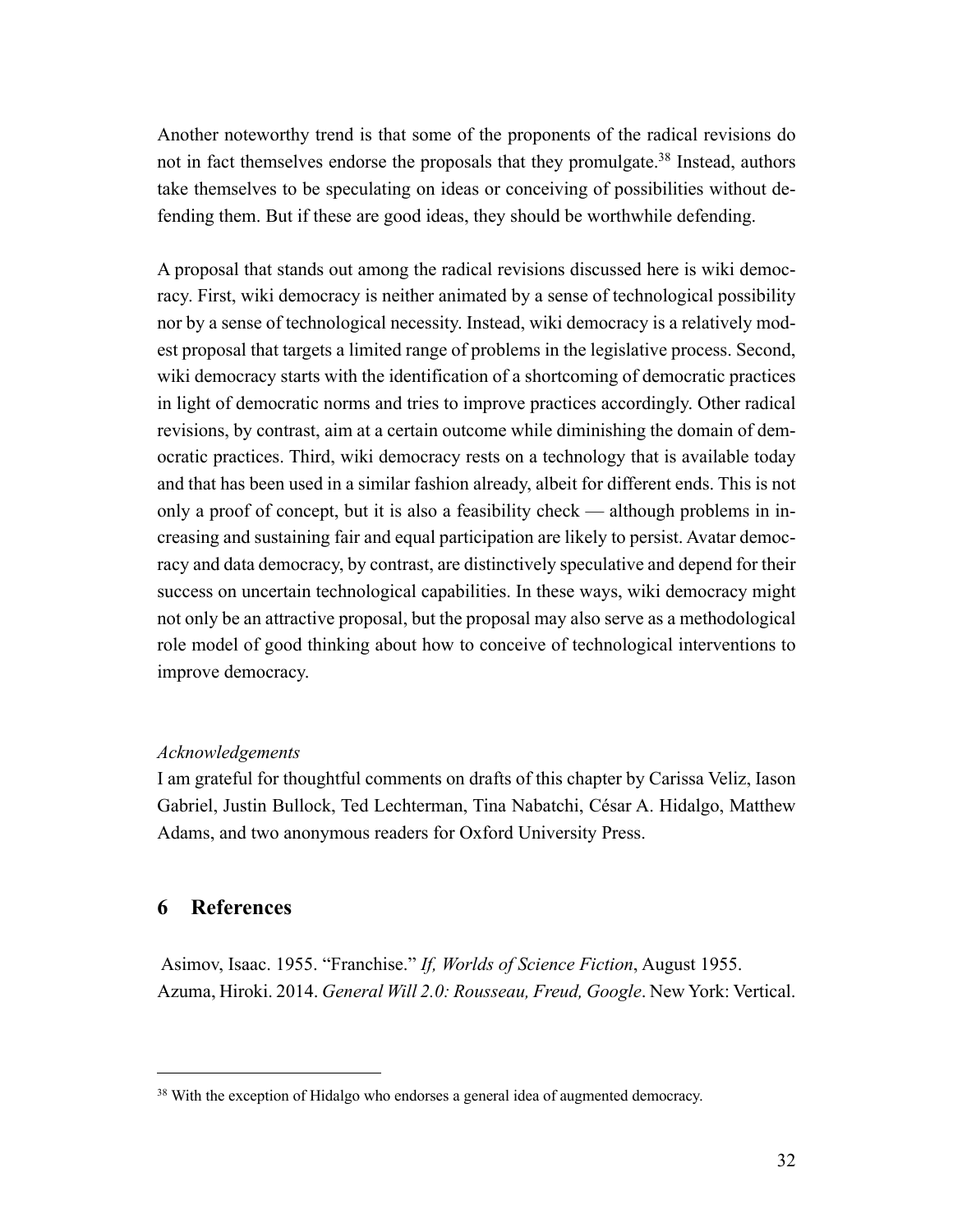Another noteworthy trend is that some of the proponents of the radical revisions do not in fact themselves endorse the proposals that they promulgate.[38] Instead, authors take themselves to be speculating on ideas or conceiving of possibilities without defending them. But if these are good ideas, they should be worthwhile defending.

A proposal that stands out among the radical revisions discussed here is wiki democracy. First, wiki democracy is neither animated by a sense of technological possibility nor by a sense of technological necessity. Instead, wiki democracy is a relatively modest proposal that targets a limited range of problems in the legislative process. Second, wiki democracy starts with the identification of a shortcoming of democratic practices in light of democratic norms and tries to improve practices accordingly. Other radical revisions, by contrast, aim at a certain outcome while diminishing the domain of democratic practices. Third, wiki democracy rests on a technology that is available today and that has been used in a similar fashion already, albeit for different ends. This is not only a proof of concept, but it is also a feasibility check — although problems in increasing and sustaining fair and equal participation are likely to persist. Avatar democracy and data democracy, by contrast, are distinctively speculative and depend for their success on uncertain technological capabilities. In these ways, wiki democracy might not only be an attractive proposal, but the proposal may also serve as a methodological role model of good thinking about how to conceive of technological interventions to improve democracy.

*Acknowledgements*

I am grateful for thoughtful comments on drafts of this chapter by Carissa Veliz, Iason Gabriel, Justin Bullock, Ted Lechterman, Tina Nabatchi, César A. Hidalgo, Matthew Adams, and two anonymous readers for Oxford University Press.

## 6 References

Asimov, Isaac. 1955. "Franchise." *If, Worlds of Science Fiction*, August 1955.

Azuma, Hiroki. 2014. *General Will 2.0: Rousseau, Freud, Google*. New York: Vertical.

[38] With the exception of Hidalgo who endorses a general idea of augmented democracy.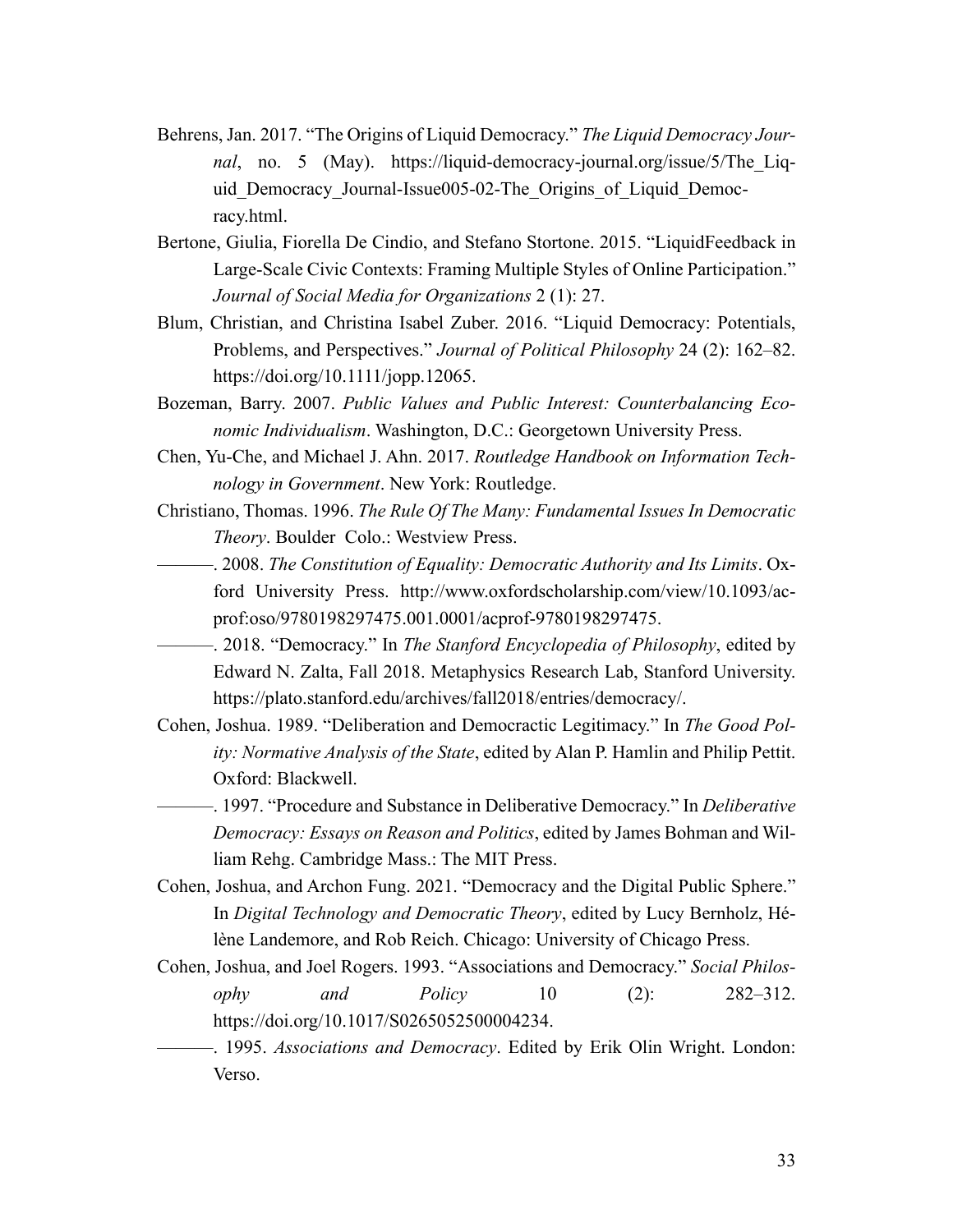Behrens, Jan. 2017. "The Origins of Liquid Democracy." *The Liquid Democracy Journal*, no. 5 (May). https://liquid-democracy-journal.org/issue/5/The_Liquid_Democracy_Journal-Issue005-02-The_Origins_of_Liquid_Democracy.html.

Bertone, Giulia, Fiorella De Cindio, and Stefano Stortone. 2015. "LiquidFeedback in Large-Scale Civic Contexts: Framing Multiple Styles of Online Participation." *Journal of Social Media for Organizations* 2 (1): 27.

Blum, Christian, and Christina Isabel Zuber. 2016. "Liquid Democracy: Potentials, Problems, and Perspectives." *Journal of Political Philosophy* 24 (2): 162–82. https://doi.org/10.1111/jopp.12065.

Bozeman, Barry. 2007. *Public Values and Public Interest: Counterbalancing Economic Individualism*. Washington, D.C.: Georgetown University Press.

Chen, Yu-Che, and Michael J. Ahn. 2017. *Routledge Handbook on Information Technology in Government*. New York: Routledge.

Christiano, Thomas. 1996. *The Rule Of The Many: Fundamental Issues In Democratic Theory*. Boulder Colo.: Westview Press.

———. 2008. *The Constitution of Equality: Democratic Authority and Its Limits*. Oxford University Press. http://www.oxfordscholarship.com/view/10.1093/acprof:oso/9780198297475.001.0001/acprof-9780198297475.

———. 2018. "Democracy." In *The Stanford Encyclopedia of Philosophy*, edited by Edward N. Zalta, Fall 2018. Metaphysics Research Lab, Stanford University. https://plato.stanford.edu/archives/fall2018/entries/democracy/.

Cohen, Joshua. 1989. "Deliberation and Democractic Legitimacy." In *The Good Polity: Normative Analysis of the State*, edited by Alan P. Hamlin and Philip Pettit. Oxford: Blackwell.

———. 1997. "Procedure and Substance in Deliberative Democracy." In *Deliberative Democracy: Essays on Reason and Politics*, edited by James Bohman and William Rehg. Cambridge Mass.: The MIT Press.

Cohen, Joshua, and Archon Fung. 2021. "Democracy and the Digital Public Sphere." In *Digital Technology and Democratic Theory*, edited by Lucy Bernholz, Hélène Landemore, and Rob Reich. Chicago: University of Chicago Press.

Cohen, Joshua, and Joel Rogers. 1993. "Associations and Democracy." *Social Philosophy and Policy* 10 (2): 282–312. https://doi.org/10.1017/S0265052500004234.

———. 1995. *Associations and Democracy*. Edited by Erik Olin Wright. London: Verso.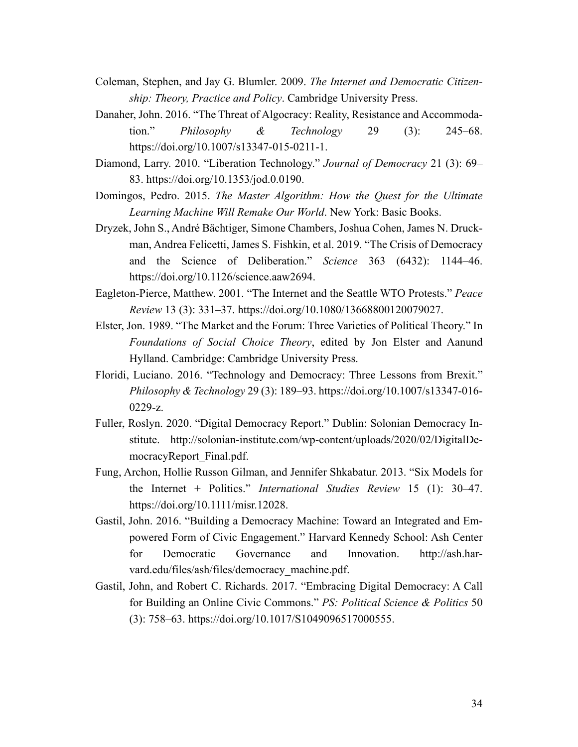Coleman, Stephen, and Jay G. Blumler. 2009. *The Internet and Democratic Citizenship: Theory, Practice and Policy*. Cambridge University Press.

Danaher, John. 2016. "The Threat of Algocracy: Reality, Resistance and Accommodation." *Philosophy & Technology* 29 (3): 245–68. https://doi.org/10.1007/s13347-015-0211-1.

Diamond, Larry. 2010. "Liberation Technology." *Journal of Democracy* 21 (3): 69–83. https://doi.org/10.1353/jod.0.0190.

Domingos, Pedro. 2015. *The Master Algorithm: How the Quest for the Ultimate Learning Machine Will Remake Our World*. New York: Basic Books.

Dryzek, John S., André Bächtiger, Simone Chambers, Joshua Cohen, James N. Druckman, Andrea Felicetti, James S. Fishkin, et al. 2019. "The Crisis of Democracy and the Science of Deliberation." *Science* 363 (6432): 1144–46. https://doi.org/10.1126/science.aaw2694.

Eagleton-Pierce, Matthew. 2001. "The Internet and the Seattle WTO Protests." *Peace Review* 13 (3): 331–37. https://doi.org/10.1080/13668800120079027.

Elster, Jon. 1989. "The Market and the Forum: Three Varieties of Political Theory." In *Foundations of Social Choice Theory*, edited by Jon Elster and Aanund Hylland. Cambridge: Cambridge University Press.

Floridi, Luciano. 2016. "Technology and Democracy: Three Lessons from Brexit." *Philosophy & Technology* 29 (3): 189–93. https://doi.org/10.1007/s13347-016-0229-z.

Fuller, Roslyn. 2020. "Digital Democracy Report." Dublin: Solonian Democracy Institute. http://solonian-institute.com/wp-content/uploads/2020/02/DigitalDemocracyReport_Final.pdf.

Fung, Archon, Hollie Russon Gilman, and Jennifer Shkabatur. 2013. "Six Models for the Internet + Politics." *International Studies Review* 15 (1): 30–47. https://doi.org/10.1111/misr.12028.

Gastil, John. 2016. "Building a Democracy Machine: Toward an Integrated and Empowered Form of Civic Engagement." Harvard Kennedy School: Ash Center for Democratic Governance and Innovation. http://ash.harvard.edu/files/ash/files/democracy_machine.pdf.

Gastil, John, and Robert C. Richards. 2017. "Embracing Digital Democracy: A Call for Building an Online Civic Commons." *PS: Political Science & Politics* 50 (3): 758–63. https://doi.org/10.1017/S1049096517000555.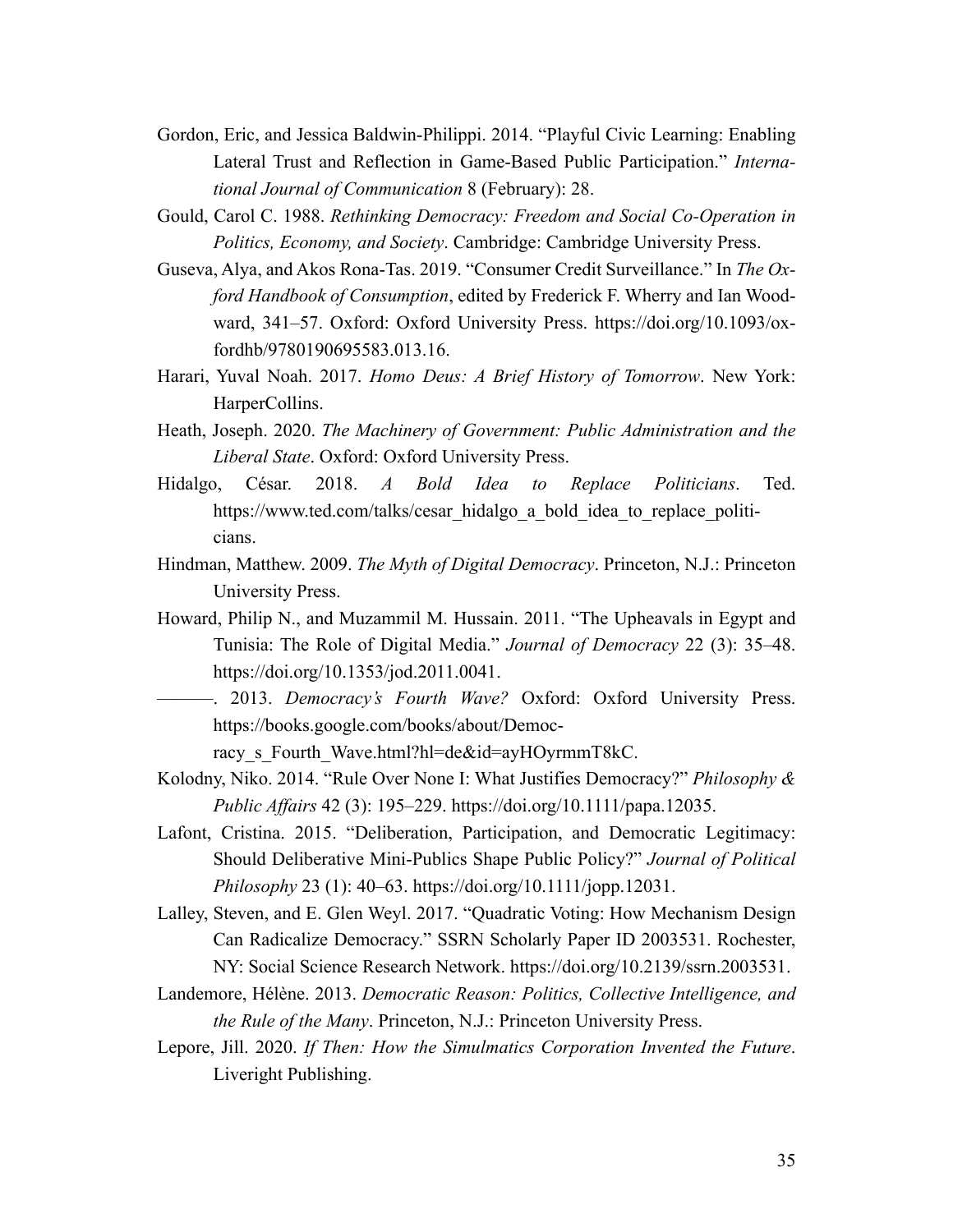Gordon, Eric, and Jessica Baldwin-Philippi. 2014. "Playful Civic Learning: Enabling Lateral Trust and Reflection in Game-Based Public Participation." *International Journal of Communication* 8 (February): 28.

Gould, Carol C. 1988. *Rethinking Democracy: Freedom and Social Co-Operation in Politics, Economy, and Society*. Cambridge: Cambridge University Press.

Guseva, Alya, and Akos Rona-Tas. 2019. "Consumer Credit Surveillance." In *The Oxford Handbook of Consumption*, edited by Frederick F. Wherry and Ian Woodward, 341–57. Oxford: Oxford University Press. https://doi.org/10.1093/oxfordhb/9780190695583.013.16.

Harari, Yuval Noah. 2017. *Homo Deus: A Brief History of Tomorrow*. New York: HarperCollins.

Heath, Joseph. 2020. *The Machinery of Government: Public Administration and the Liberal State*. Oxford: Oxford University Press.

Hidalgo, César. 2018. *A Bold Idea to Replace Politicians*. Ted. https://www.ted.com/talks/cesar_hidalgo_a_bold_idea_to_replace_politicians.

Hindman, Matthew. 2009. *The Myth of Digital Democracy*. Princeton, N.J.: Princeton University Press.

Howard, Philip N., and Muzammil M. Hussain. 2011. "The Upheavals in Egypt and Tunisia: The Role of Digital Media." *Journal of Democracy* 22 (3): 35–48. https://doi.org/10.1353/jod.2011.0041.

———. 2013. *Democracy's Fourth Wave?* Oxford: Oxford University Press. https://books.google.com/books/about/Democracy_s_Fourth_Wave.html?hl=de&id=ayHOyrmmT8kC.

Kolodny, Niko. 2014. "Rule Over None I: What Justifies Democracy?" *Philosophy & Public Affairs* 42 (3): 195–229. https://doi.org/10.1111/papa.12035.

Lafont, Cristina. 2015. "Deliberation, Participation, and Democratic Legitimacy: Should Deliberative Mini-Publics Shape Public Policy?" *Journal of Political Philosophy* 23 (1): 40–63. https://doi.org/10.1111/jopp.12031.

Lalley, Steven, and E. Glen Weyl. 2017. "Quadratic Voting: How Mechanism Design Can Radicalize Democracy." SSRN Scholarly Paper ID 2003531. Rochester, NY: Social Science Research Network. https://doi.org/10.2139/ssrn.2003531.

Landemore, Hélène. 2013. *Democratic Reason: Politics, Collective Intelligence, and the Rule of the Many*. Princeton, N.J.: Princeton University Press.

Lepore, Jill. 2020. *If Then: How the Simulmatics Corporation Invented the Future*. Liveright Publishing.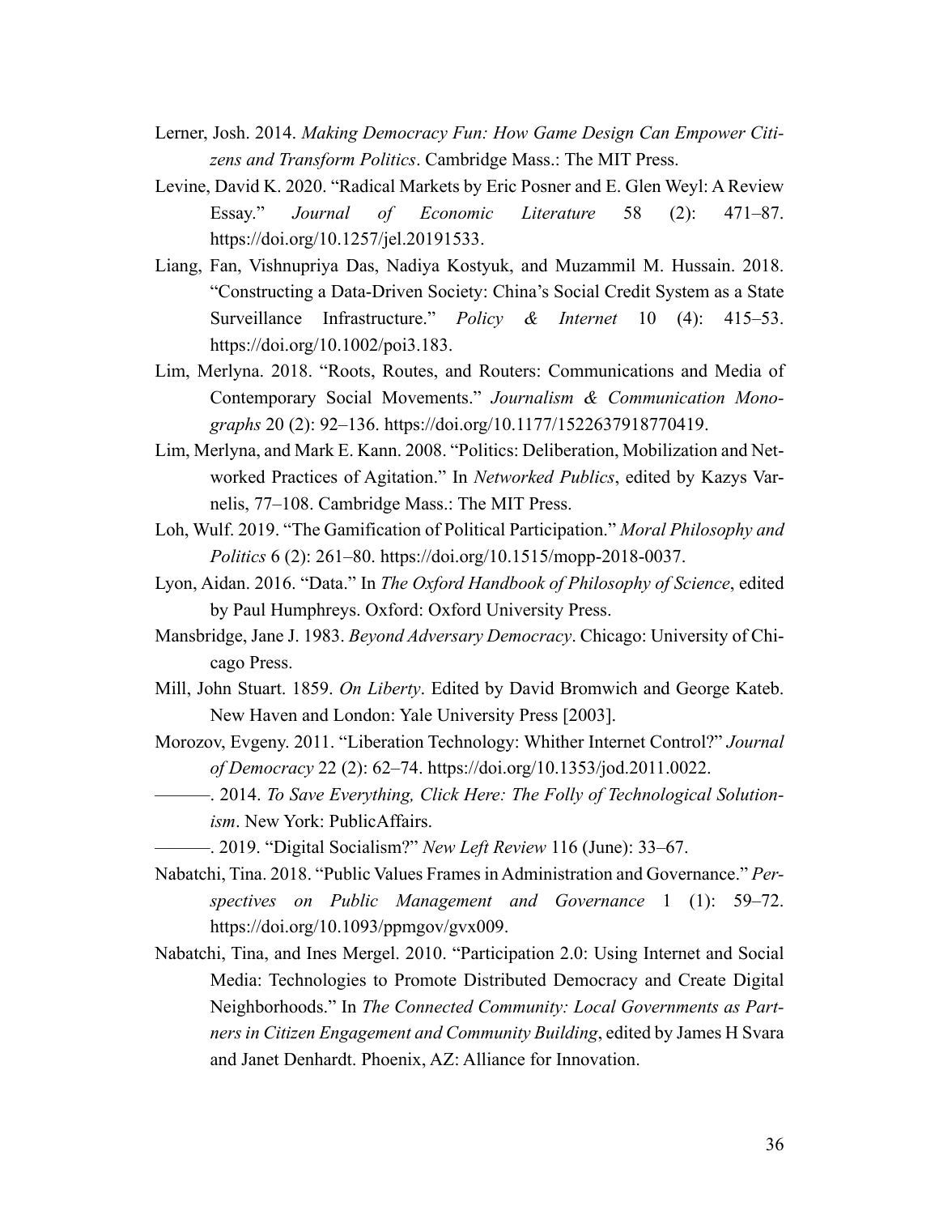Lerner, Josh. 2014. *Making Democracy Fun: How Game Design Can Empower Citizens and Transform Politics*. Cambridge Mass.: The MIT Press.

Levine, David K. 2020. "Radical Markets by Eric Posner and E. Glen Weyl: A Review Essay." *Journal of Economic Literature* 58 (2): 471–87. https://doi.org/10.1257/jel.20191533.

Liang, Fan, Vishnupriya Das, Nadiya Kostyuk, and Muzammil M. Hussain. 2018. "Constructing a Data-Driven Society: China's Social Credit System as a State Surveillance Infrastructure." *Policy & Internet* 10 (4): 415–53. https://doi.org/10.1002/poi3.183.

Lim, Merlyna. 2018. "Roots, Routes, and Routers: Communications and Media of Contemporary Social Movements." *Journalism & Communication Monographs* 20 (2): 92–136. https://doi.org/10.1177/1522637918770419.

Lim, Merlyna, and Mark E. Kann. 2008. "Politics: Deliberation, Mobilization and Networked Practices of Agitation." In *Networked Publics*, edited by Kazys Varnelis, 77–108. Cambridge Mass.: The MIT Press.

Loh, Wulf. 2019. "The Gamification of Political Participation." *Moral Philosophy and Politics* 6 (2): 261–80. https://doi.org/10.1515/mopp-2018-0037.

Lyon, Aidan. 2016. "Data." In *The Oxford Handbook of Philosophy of Science*, edited by Paul Humphreys. Oxford: Oxford University Press.

Mansbridge, Jane J. 1983. *Beyond Adversary Democracy*. Chicago: University of Chicago Press.

Mill, John Stuart. 1859. *On Liberty*. Edited by David Bromwich and George Kateb. New Haven and London: Yale University Press [2003].

Morozov, Evgeny. 2011. "Liberation Technology: Whither Internet Control?" *Journal of Democracy* 22 (2): 62–74. https://doi.org/10.1353/jod.2011.0022.

———. 2014. *To Save Everything, Click Here: The Folly of Technological Solutionism*. New York: PublicAffairs.

———. 2019. "Digital Socialism?" *New Left Review* 116 (June): 33–67.

Nabatchi, Tina. 2018. "Public Values Frames in Administration and Governance." *Perspectives on Public Management and Governance* 1 (1): 59–72. https://doi.org/10.1093/ppmgov/gvx009.

Nabatchi, Tina, and Ines Mergel. 2010. "Participation 2.0: Using Internet and Social Media: Technologies to Promote Distributed Democracy and Create Digital Neighborhoods." In *The Connected Community: Local Governments as Partners in Citizen Engagement and Community Building*, edited by James H Svara and Janet Denhardt. Phoenix, AZ: Alliance for Innovation.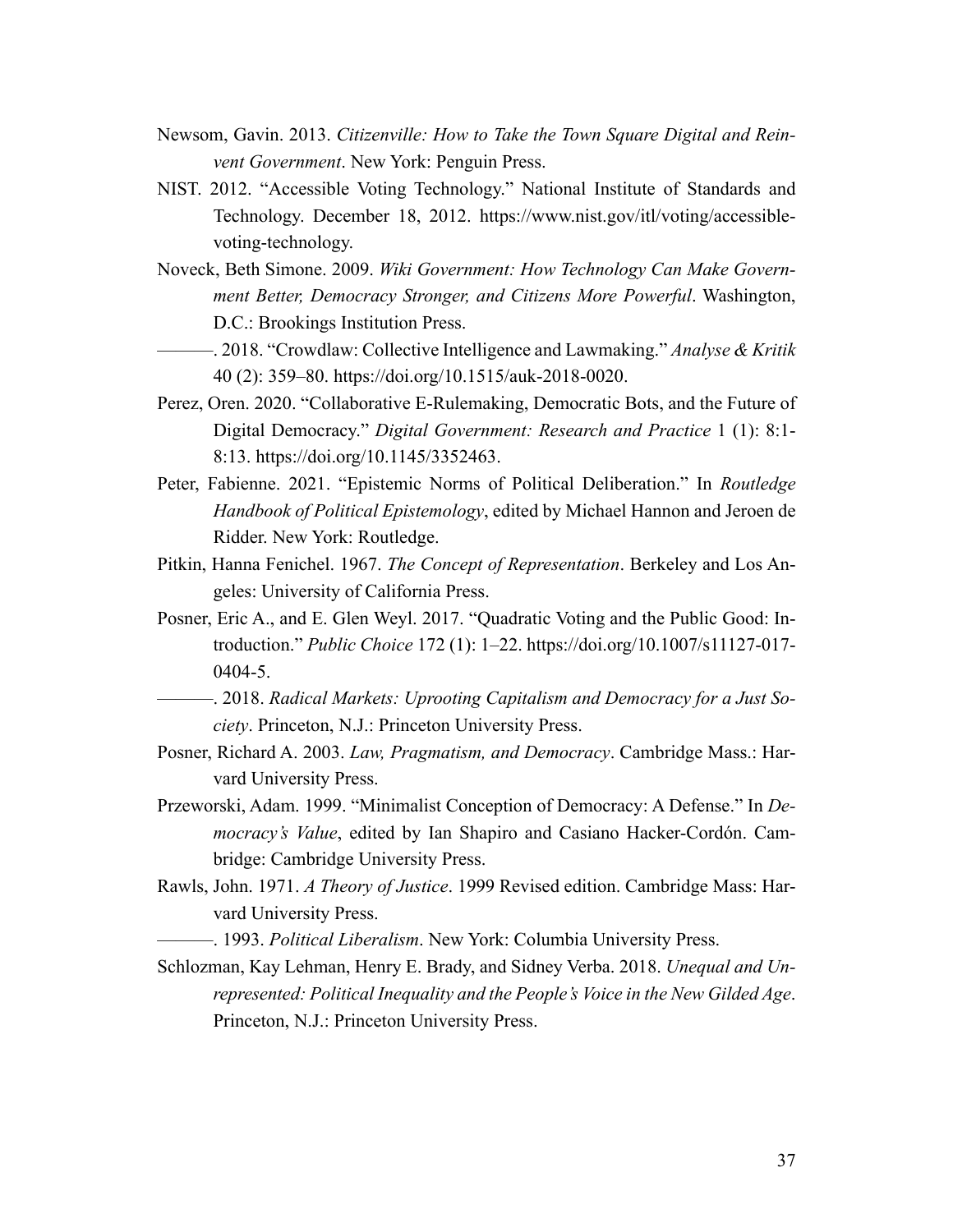Newsom, Gavin. 2013. *Citizenville: How to Take the Town Square Digital and Reinvent Government*. New York: Penguin Press.

NIST. 2012. "Accessible Voting Technology." National Institute of Standards and Technology. December 18, 2012. https://www.nist.gov/itl/voting/accessible-voting-technology.

Noveck, Beth Simone. 2009. *Wiki Government: How Technology Can Make Government Better, Democracy Stronger, and Citizens More Powerful*. Washington, D.C.: Brookings Institution Press.

———. 2018. "Crowdlaw: Collective Intelligence and Lawmaking." *Analyse & Kritik* 40 (2): 359–80. https://doi.org/10.1515/auk-2018-0020.

Perez, Oren. 2020. "Collaborative E-Rulemaking, Democratic Bots, and the Future of Digital Democracy." *Digital Government: Research and Practice* 1 (1): 8:1-8:13. https://doi.org/10.1145/3352463.

Peter, Fabienne. 2021. "Epistemic Norms of Political Deliberation." In *Routledge Handbook of Political Epistemology*, edited by Michael Hannon and Jeroen de Ridder. New York: Routledge.

Pitkin, Hanna Fenichel. 1967. *The Concept of Representation*. Berkeley and Los Angeles: University of California Press.

Posner, Eric A., and E. Glen Weyl. 2017. "Quadratic Voting and the Public Good: Introduction." *Public Choice* 172 (1): 1–22. https://doi.org/10.1007/s11127-017-0404-5.

———. 2018. *Radical Markets: Uprooting Capitalism and Democracy for a Just Society*. Princeton, N.J.: Princeton University Press.

Posner, Richard A. 2003. *Law, Pragmatism, and Democracy*. Cambridge Mass.: Harvard University Press.

Przeworski, Adam. 1999. "Minimalist Conception of Democracy: A Defense." In *Democracy's Value*, edited by Ian Shapiro and Casiano Hacker-Cordón. Cambridge: Cambridge University Press.

Rawls, John. 1971. *A Theory of Justice*. 1999 Revised edition. Cambridge Mass: Harvard University Press.

———. 1993. *Political Liberalism*. New York: Columbia University Press.

Schlozman, Kay Lehman, Henry E. Brady, and Sidney Verba. 2018. *Unequal and Unrepresented: Political Inequality and the People's Voice in the New Gilded Age*. Princeton, N.J.: Princeton University Press.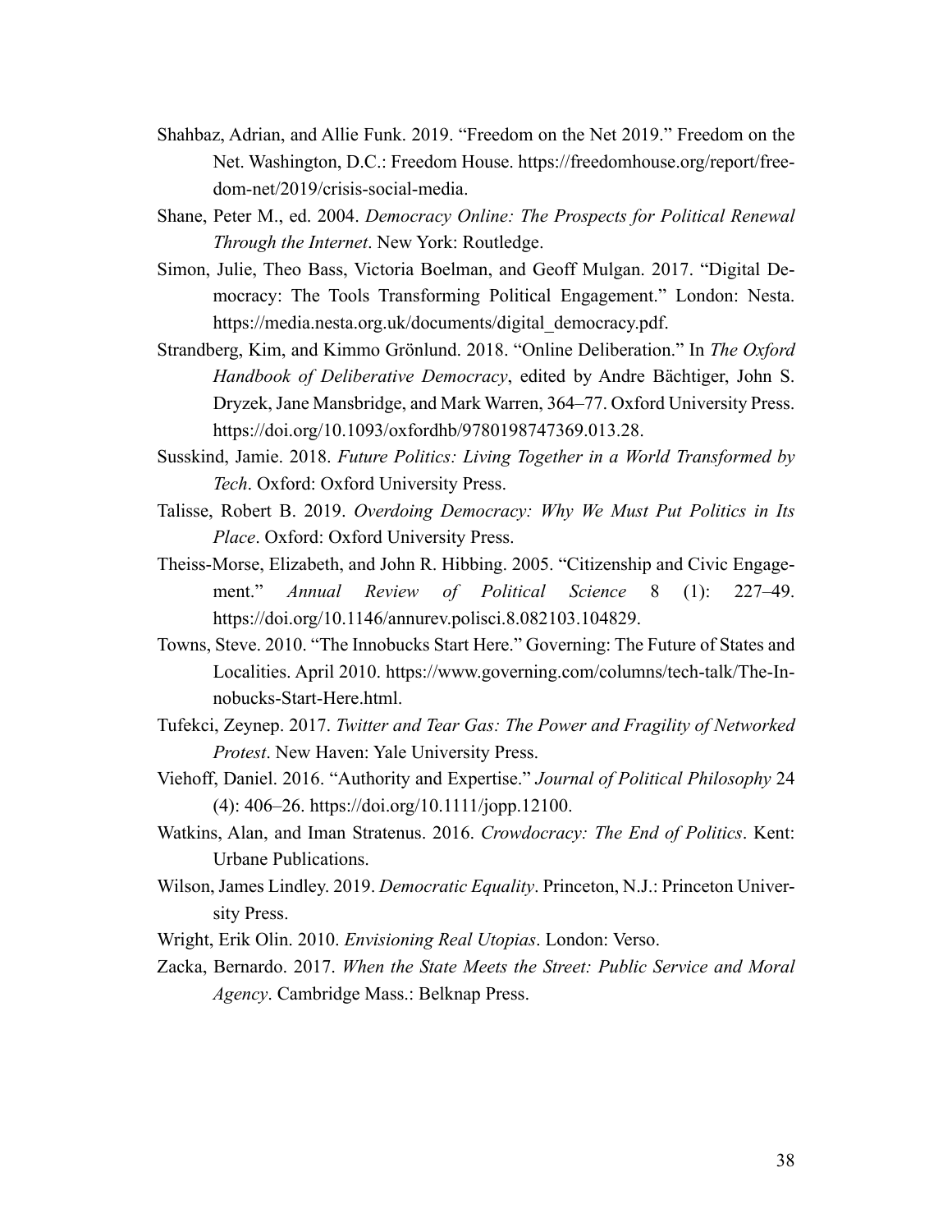Shahbaz, Adrian, and Allie Funk. 2019. "Freedom on the Net 2019." Freedom on the Net. Washington, D.C.: Freedom House. https://freedomhouse.org/report/freedom-net/2019/crisis-social-media.

Shane, Peter M., ed. 2004. *Democracy Online: The Prospects for Political Renewal Through the Internet*. New York: Routledge.

Simon, Julie, Theo Bass, Victoria Boelman, and Geoff Mulgan. 2017. "Digital Democracy: The Tools Transforming Political Engagement." London: Nesta. https://media.nesta.org.uk/documents/digital_democracy.pdf.

Strandberg, Kim, and Kimmo Grönlund. 2018. "Online Deliberation." In *The Oxford Handbook of Deliberative Democracy*, edited by Andre Bächtiger, John S. Dryzek, Jane Mansbridge, and Mark Warren, 364–77. Oxford University Press. https://doi.org/10.1093/oxfordhb/9780198747369.013.28.

Susskind, Jamie. 2018. *Future Politics: Living Together in a World Transformed by Tech*. Oxford: Oxford University Press.

Talisse, Robert B. 2019. *Overdoing Democracy: Why We Must Put Politics in Its Place*. Oxford: Oxford University Press.

Theiss-Morse, Elizabeth, and John R. Hibbing. 2005. "Citizenship and Civic Engagement." *Annual Review of Political Science* 8 (1): 227–49. https://doi.org/10.1146/annurev.polisci.8.082103.104829.

Towns, Steve. 2010. "The Innobucks Start Here." Governing: The Future of States and Localities. April 2010. https://www.governing.com/columns/tech-talk/The-Innobucks-Start-Here.html.

Tufekci, Zeynep. 2017. *Twitter and Tear Gas: The Power and Fragility of Networked Protest*. New Haven: Yale University Press.

Viehoff, Daniel. 2016. "Authority and Expertise." *Journal of Political Philosophy* 24 (4): 406–26. https://doi.org/10.1111/jopp.12100.

Watkins, Alan, and Iman Stratenus. 2016. *Crowdocracy: The End of Politics*. Kent: Urbane Publications.

Wilson, James Lindley. 2019. *Democratic Equality*. Princeton, N.J.: Princeton University Press.

Wright, Erik Olin. 2010. *Envisioning Real Utopias*. London: Verso.

Zacka, Bernardo. 2017. *When the State Meets the Street: Public Service and Moral Agency*. Cambridge Mass.: Belknap Press.